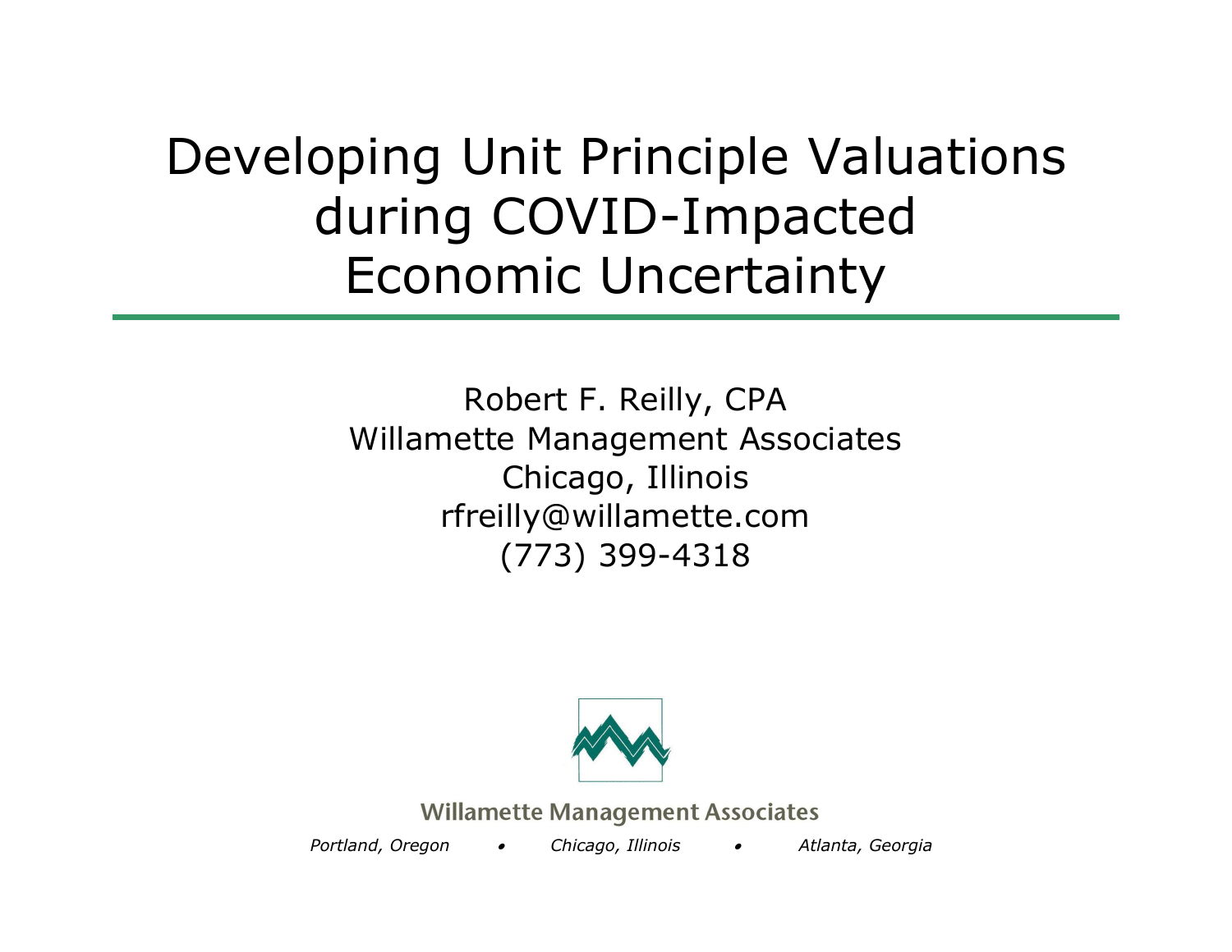# Developing Unit Principle Valuations during COVID-Impacted Economic Uncertainty

Robert F. Reilly, CPA
Willamette Management Associates
Chicago, Illinois
rfreilly@willamette.com
(773) 399-4318

Willamette Management Associates

*Portland, Oregon • Chicago, Illinois • Atlanta, Georgia*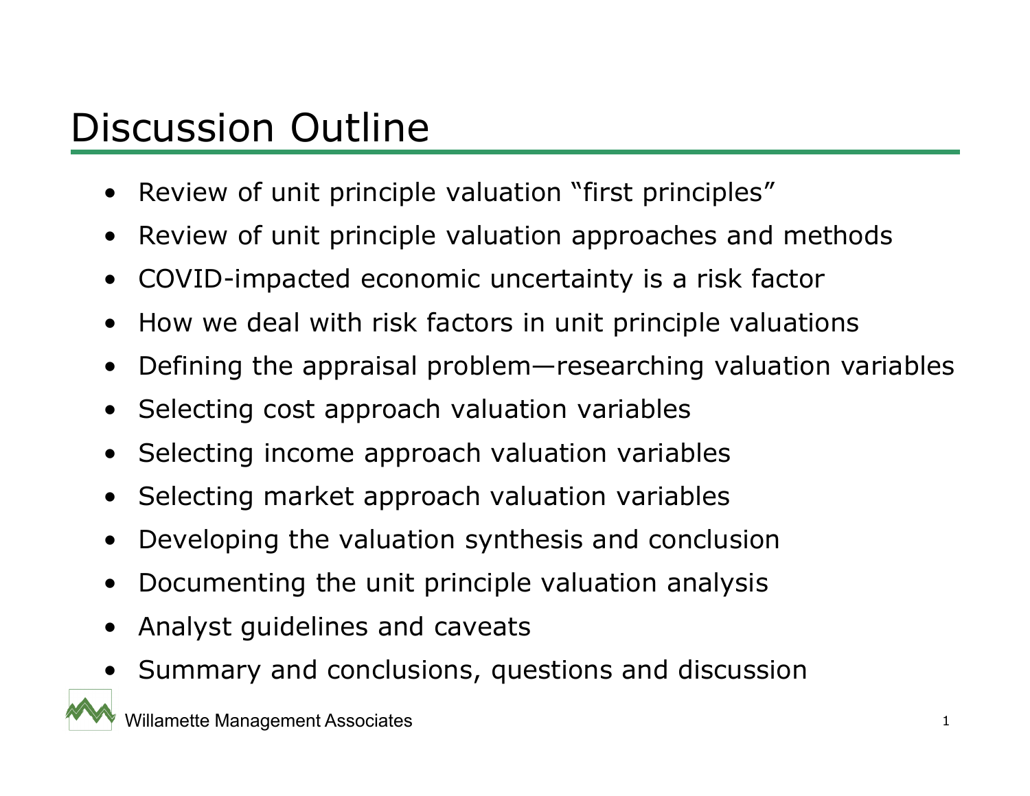# Discussion Outline

- Review of unit principle valuation “first principles”
- Review of unit principle valuation approaches and methods
- COVID-impacted economic uncertainty is a risk factor
- How we deal with risk factors in unit principle valuations
- Defining the appraisal problem—researching valuation variables
- Selecting cost approach valuation variables
- Selecting income approach valuation variables
- Selecting market approach valuation variables
- Developing the valuation synthesis and conclusion
- Documenting the unit principle valuation analysis
- Analyst guidelines and caveats
- Summary and conclusions, questions and discussion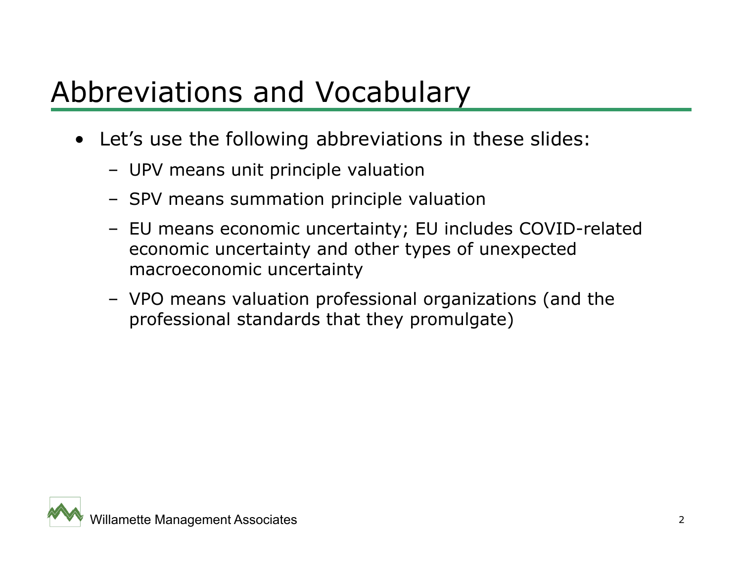# Abbreviations and Vocabulary

- Let's use the following abbreviations in these slides:
  - UPV means unit principle valuation
  - SPV means summation principle valuation
  - EU means economic uncertainty; EU includes COVID-related economic uncertainty and other types of unexpected macroeconomic uncertainty
  - VPO means valuation professional organizations (and the professional standards that they promulgate)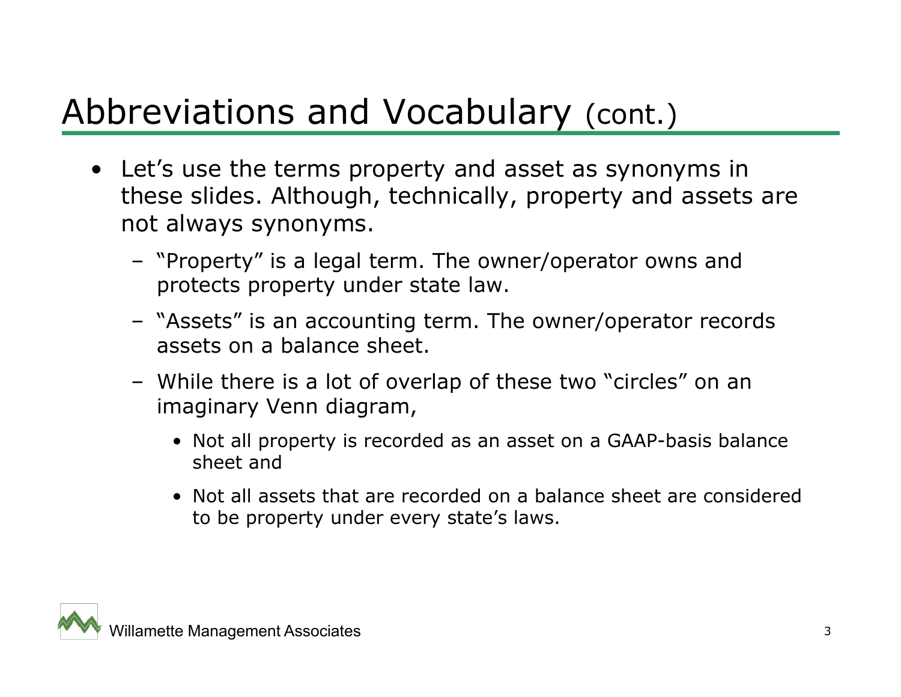# Abbreviations and Vocabulary (cont.)

- Let's use the terms property and asset as synonyms in these slides. Although, technically, property and assets are not always synonyms.
  - "Property" is a legal term. The owner/operator owns and protects property under state law.
  - "Assets" is an accounting term. The owner/operator records assets on a balance sheet.
  - While there is a lot of overlap of these two "circles" on an imaginary Venn diagram,
    - Not all property is recorded as an asset on a GAAP-basis balance sheet and
    - Not all assets that are recorded on a balance sheet are considered to be property under every state's laws.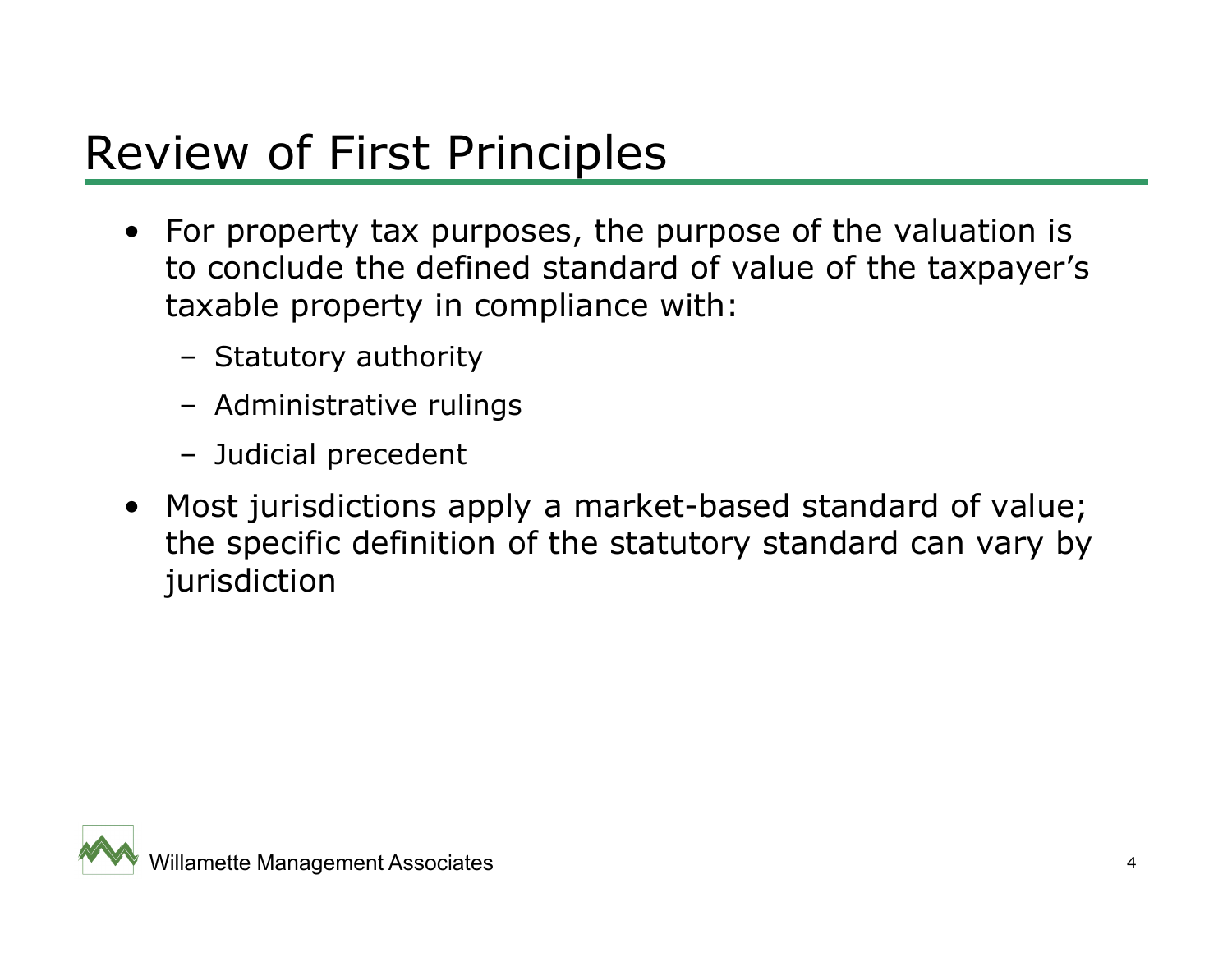# Review of First Principles

- For property tax purposes, the purpose of the valuation is to conclude the defined standard of value of the taxpayer's taxable property in compliance with:
  - Statutory authority
  - Administrative rulings
  - Judicial precedent
- Most jurisdictions apply a market-based standard of value; the specific definition of the statutory standard can vary by jurisdiction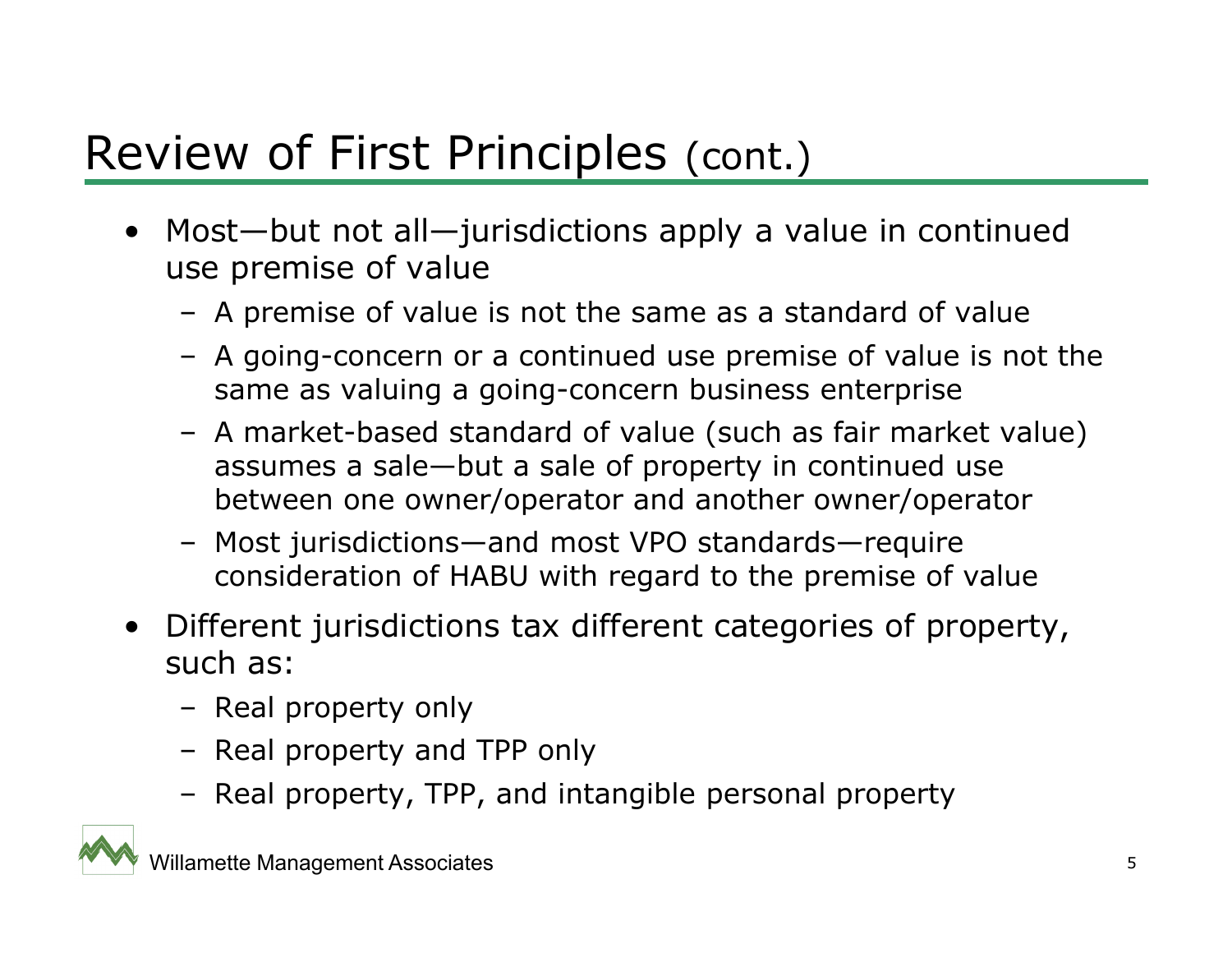# Review of First Principles (cont.)

- Most—but not all—jurisdictions apply a value in continued use premise of value
  - A premise of value is not the same as a standard of value
  - A going-concern or a continued use premise of value is not the same as valuing a going-concern business enterprise
  - A market-based standard of value (such as fair market value) assumes a sale—but a sale of property in continued use between one owner/operator and another owner/operator
  - Most jurisdictions—and most VPO standards—require consideration of HABU with regard to the premise of value
- Different jurisdictions tax different categories of property, such as:
  - Real property only
  - Real property and TPP only
  - Real property, TPP, and intangible personal property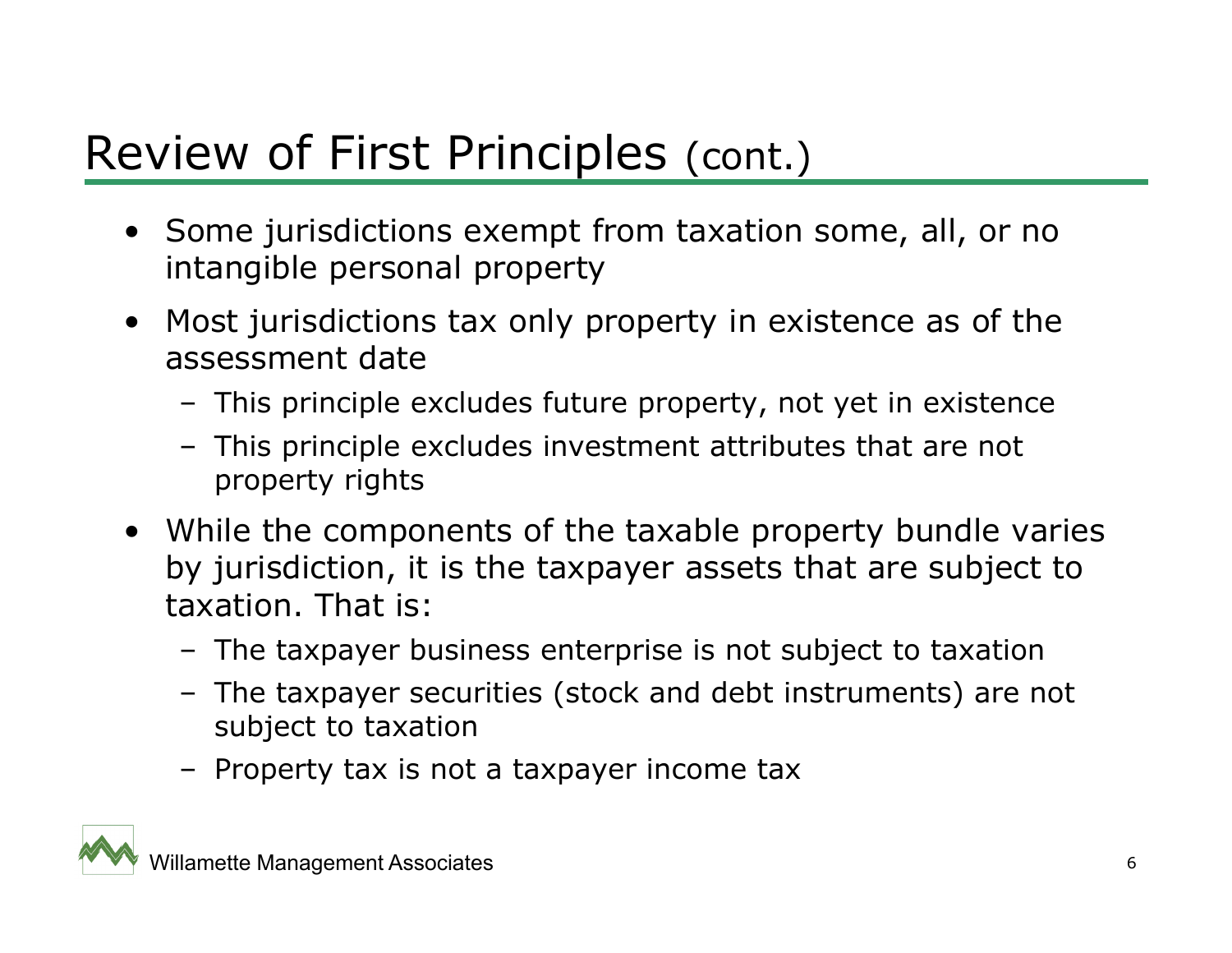# Review of First Principles (cont.)

- Some jurisdictions exempt from taxation some, all, or no intangible personal property
- Most jurisdictions tax only property in existence as of the assessment date
  - This principle excludes future property, not yet in existence
  - This principle excludes investment attributes that are not property rights
- While the components of the taxable property bundle varies by jurisdiction, it is the taxpayer assets that are subject to taxation. That is:
  - The taxpayer business enterprise is not subject to taxation
  - The taxpayer securities (stock and debt instruments) are not subject to taxation
  - Property tax is not a taxpayer income tax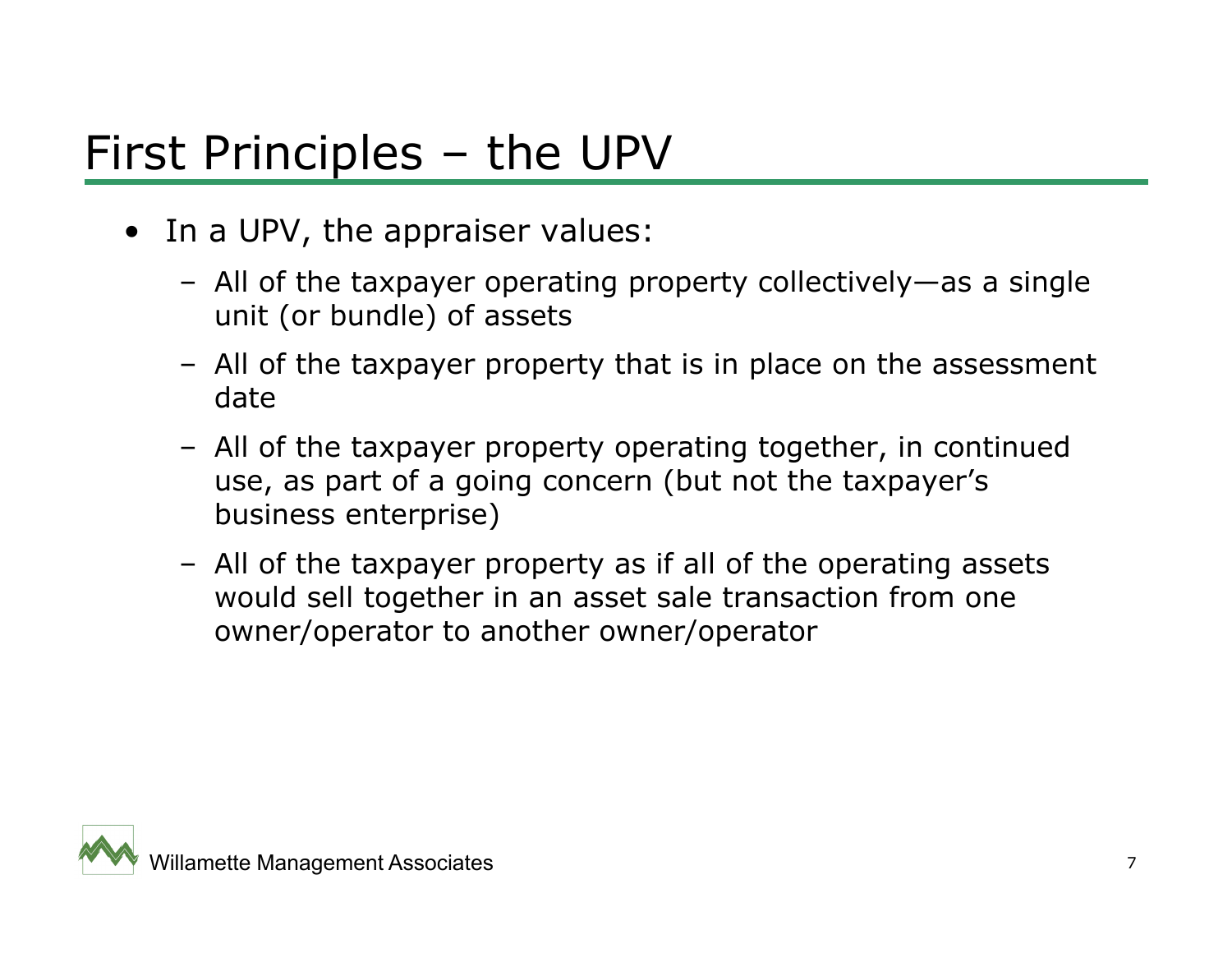# First Principles – the UPV

- In a UPV, the appraiser values:
  - All of the taxpayer operating property collectively—as a single unit (or bundle) of assets
  - All of the taxpayer property that is in place on the assessment date
  - All of the taxpayer property operating together, in continued use, as part of a going concern (but not the taxpayer's business enterprise)
  - All of the taxpayer property as if all of the operating assets would sell together in an asset sale transaction from one owner/operator to another owner/operator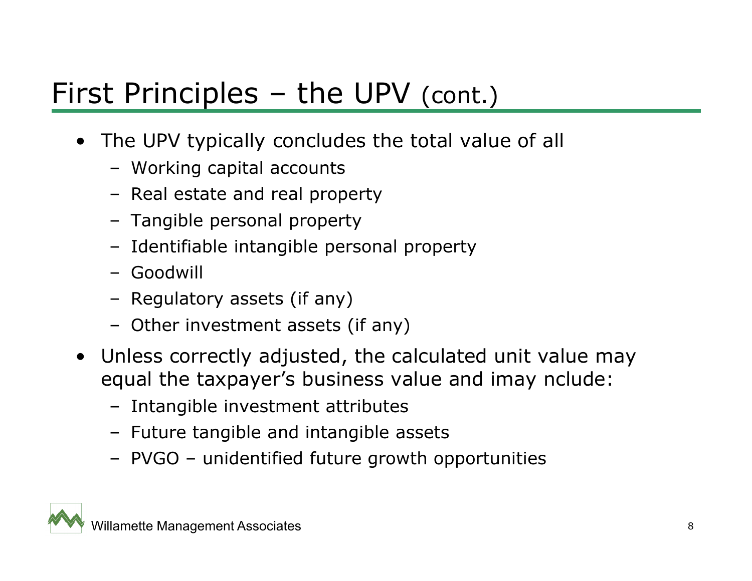# First Principles – the UPV (cont.)

- The UPV typically concludes the total value of all
  - Working capital accounts
  - Real estate and real property
  - Tangible personal property
  - Identifiable intangible personal property
  - Goodwill
  - Regulatory assets (if any)
  - Other investment assets (if any)
- Unless correctly adjusted, the calculated unit value may equal the taxpayer's business value and imay nclude:
  - Intangible investment attributes
  - Future tangible and intangible assets
  - PVGO – unidentified future growth opportunities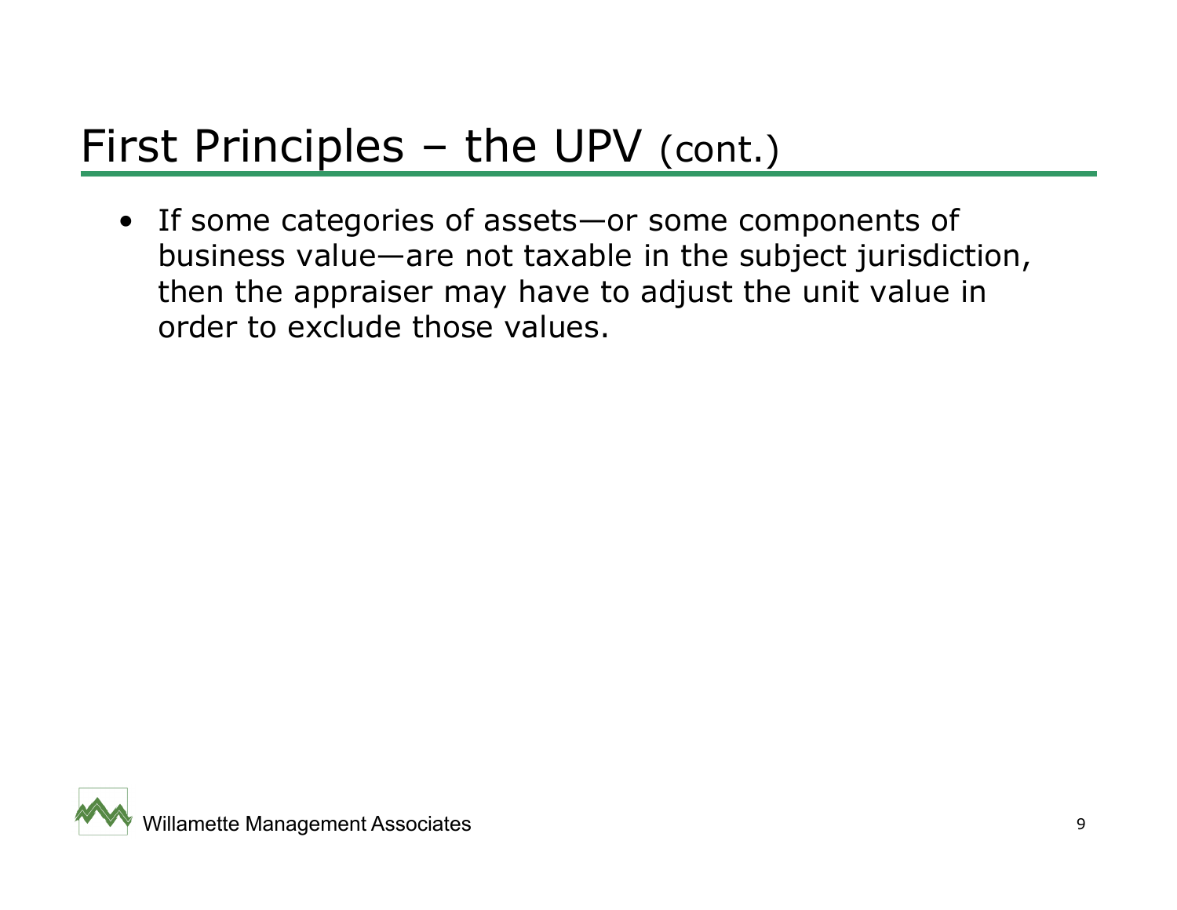# First Principles – the UPV (cont.)

- If some categories of assets—or some components of business value—are not taxable in the subject jurisdiction, then the appraiser may have to adjust the unit value in order to exclude those values.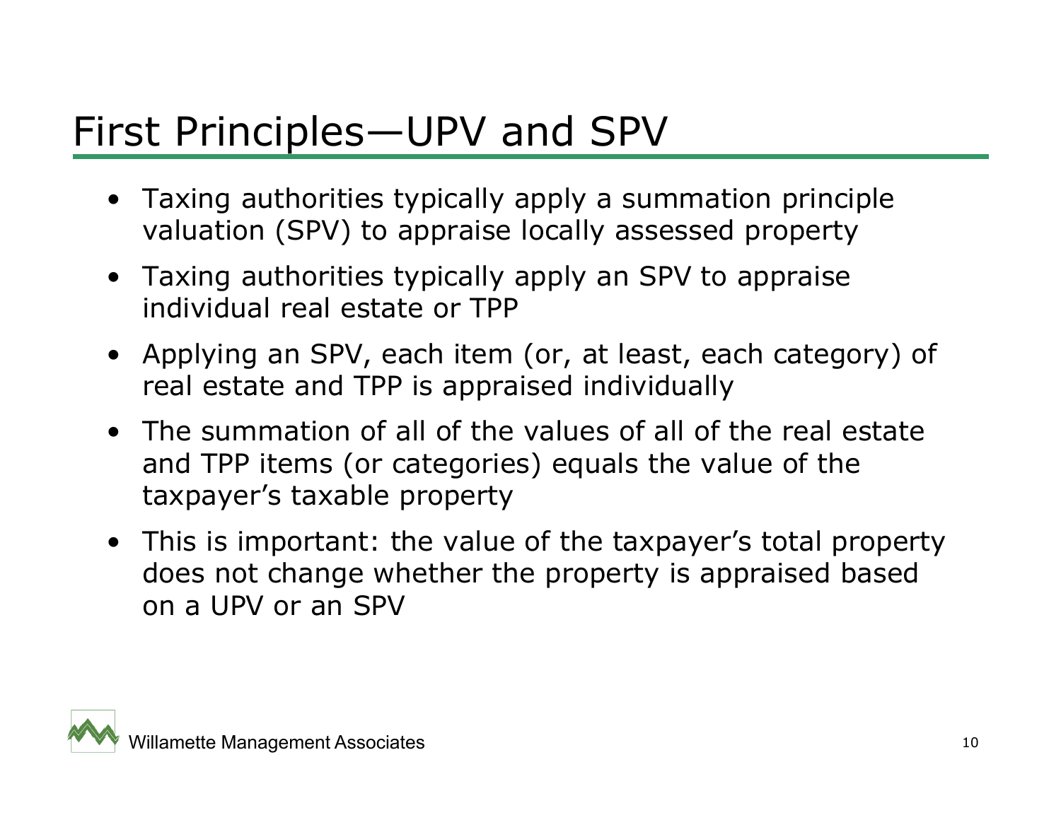# First Principles—UPV and SPV

- Taxing authorities typically apply a summation principle valuation (SPV) to appraise locally assessed property
- Taxing authorities typically apply an SPV to appraise individual real estate or TPP
- Applying an SPV, each item (or, at least, each category) of real estate and TPP is appraised individually
- The summation of all of the values of all of the real estate and TPP items (or categories) equals the value of the taxpayer's taxable property
- This is important: the value of the taxpayer's total property does not change whether the property is appraised based on a UPV or an SPV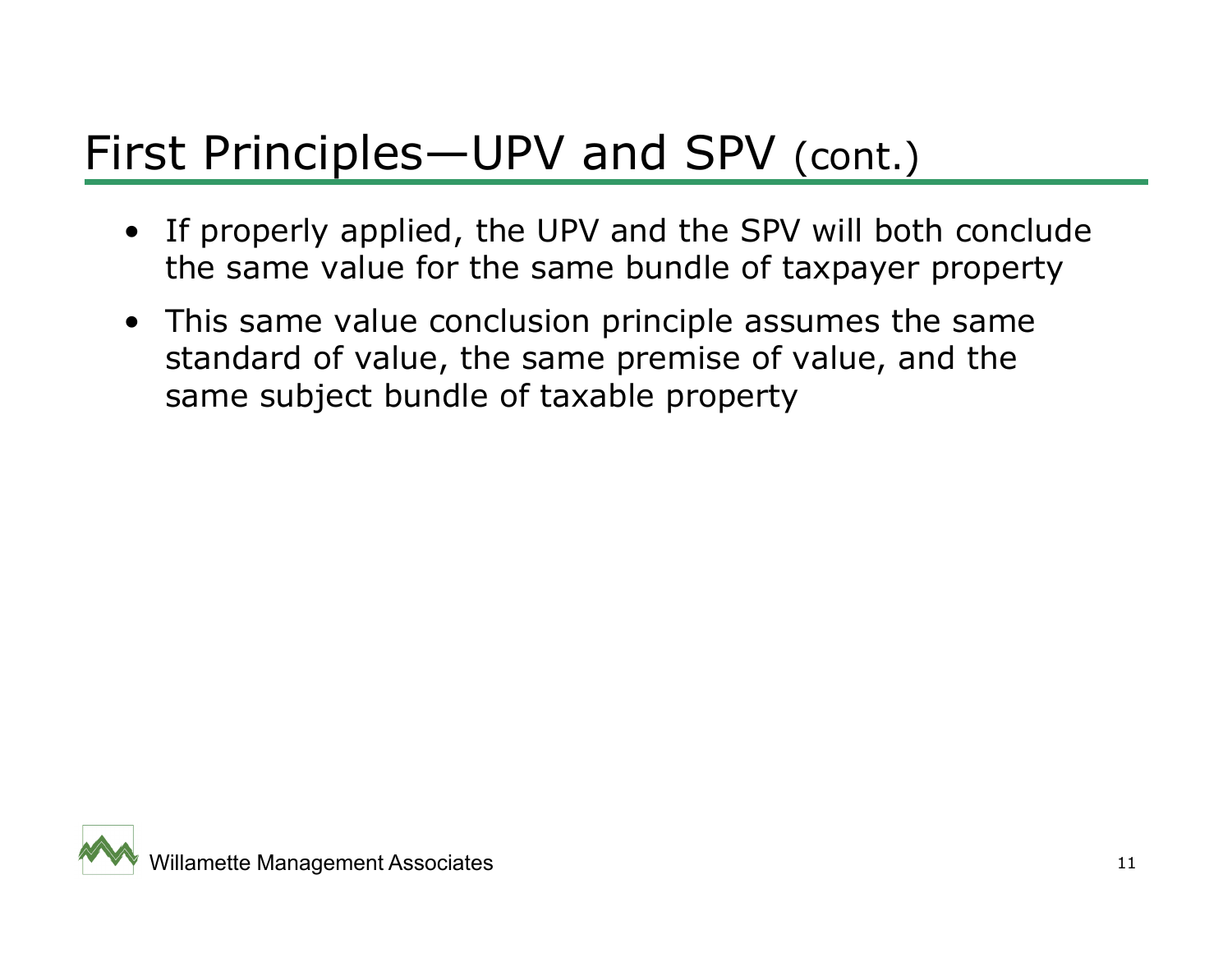# First Principles—UPV and SPV (cont.)

- If properly applied, the UPV and the SPV will both conclude the same value for the same bundle of taxpayer property
- This same value conclusion principle assumes the same standard of value, the same premise of value, and the same subject bundle of taxable property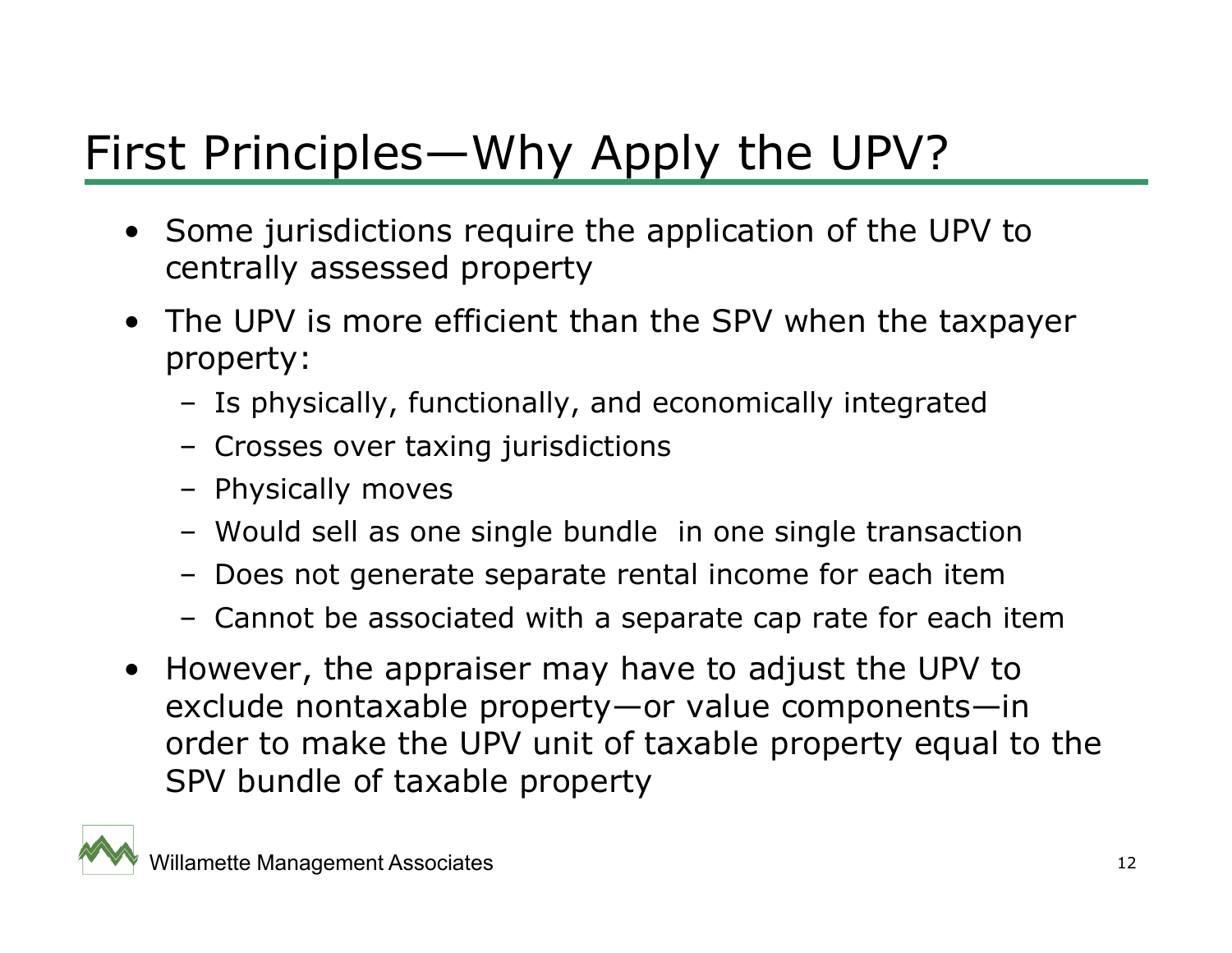# First Principles—Why Apply the UPV?

- Some jurisdictions require the application of the UPV to centrally assessed property
- The UPV is more efficient than the SPV when the taxpayer property:
  - Is physically, functionally, and economically integrated
  - Crosses over taxing jurisdictions
  - Physically moves
  - Would sell as one single bundle in one single transaction
  - Does not generate separate rental income for each item
  - Cannot be associated with a separate cap rate for each item
- However, the appraiser may have to adjust the UPV to exclude nontaxable property—or value components—in order to make the UPV unit of taxable property equal to the SPV bundle of taxable property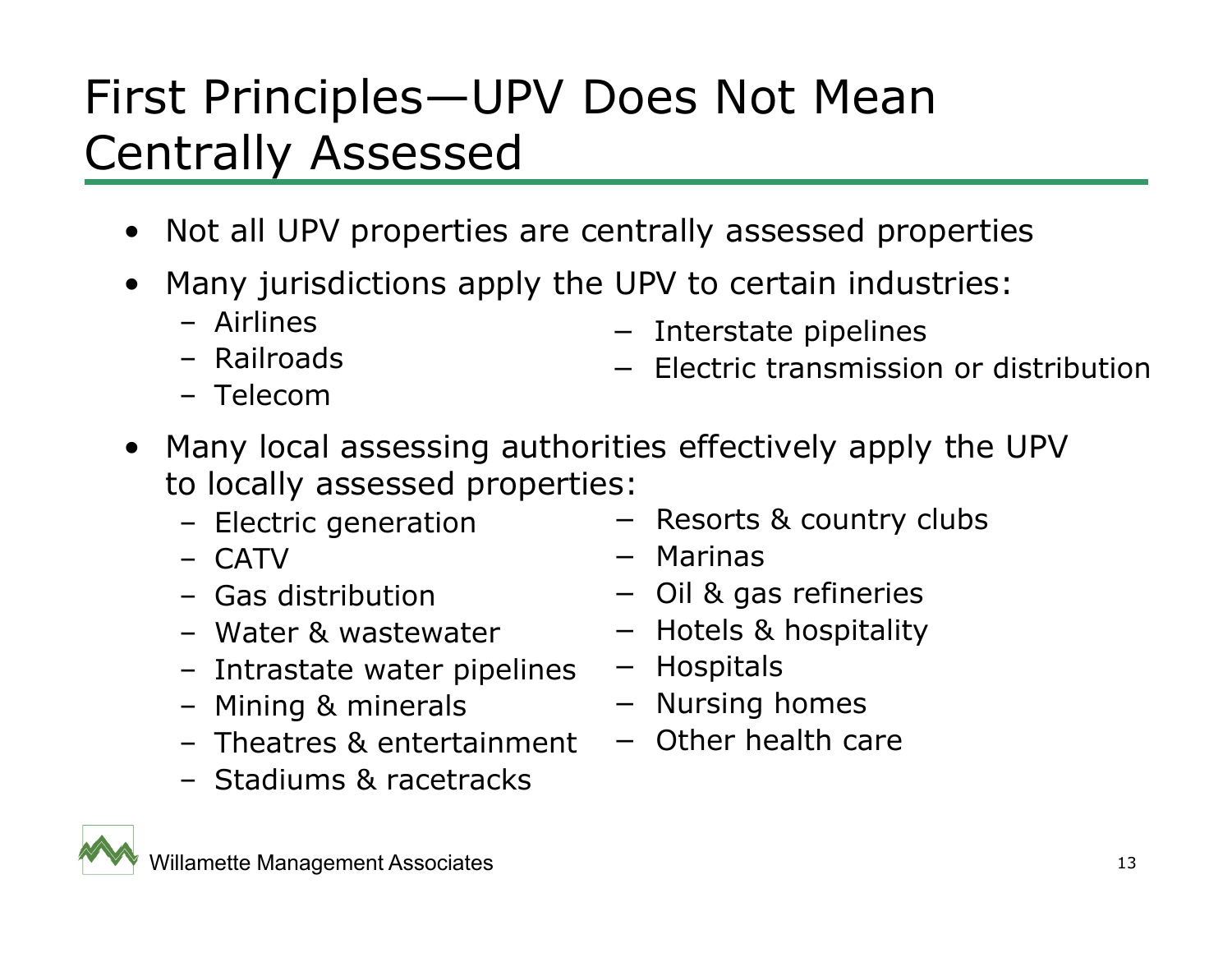# First Principles—UPV Does Not Mean Centrally Assessed

- Not all UPV properties are centrally assessed properties
- Many jurisdictions apply the UPV to certain industries:
  - Airlines
  - Railroads
  - Telecom
  - Interstate pipelines
  - Electric transmission or distribution
- Many local assessing authorities effectively apply the UPV to locally assessed properties:
  - Electric generation
  - CATV
  - Gas distribution
  - Water & wastewater
  - Intrastate water pipelines
  - Mining & minerals
  - Theatres & entertainment
  - Stadiums & racetracks
  - Resorts & country clubs
  - Marinas
  - Oil & gas refineries
  - Hotels & hospitality
  - Hospitals
  - Nursing homes
  - Other health care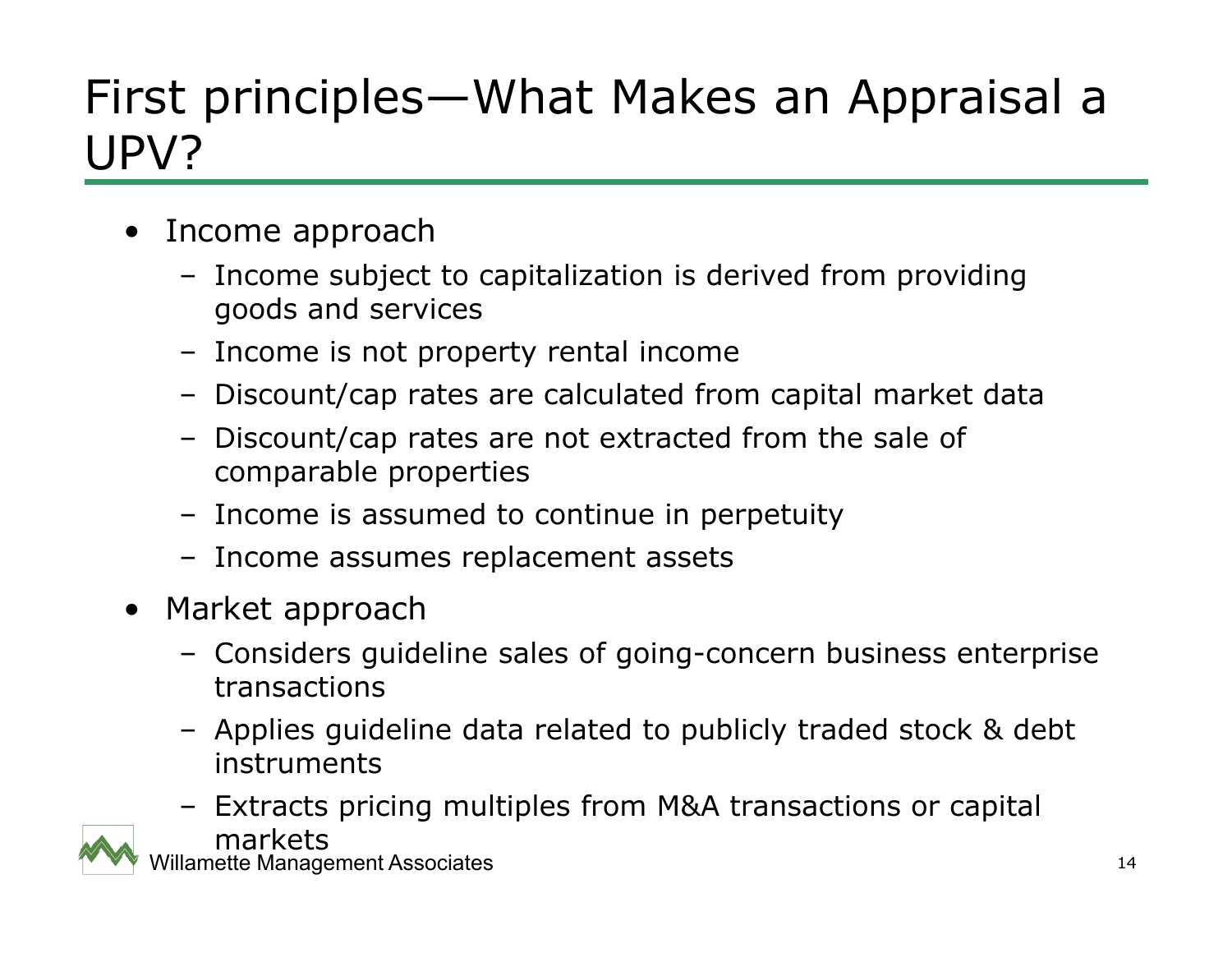# First principles—What Makes an Appraisal a UPV?

- Income approach
  - Income subject to capitalization is derived from providing goods and services
  - Income is not property rental income
  - Discount/cap rates are calculated from capital market data
  - Discount/cap rates are not extracted from the sale of comparable properties
  - Income is assumed to continue in perpetuity
  - Income assumes replacement assets
- Market approach
  - Considers guideline sales of going-concern business enterprise transactions
  - Applies guideline data related to publicly traded stock & debt instruments
  - Extracts pricing multiples from M&A transactions or capital markets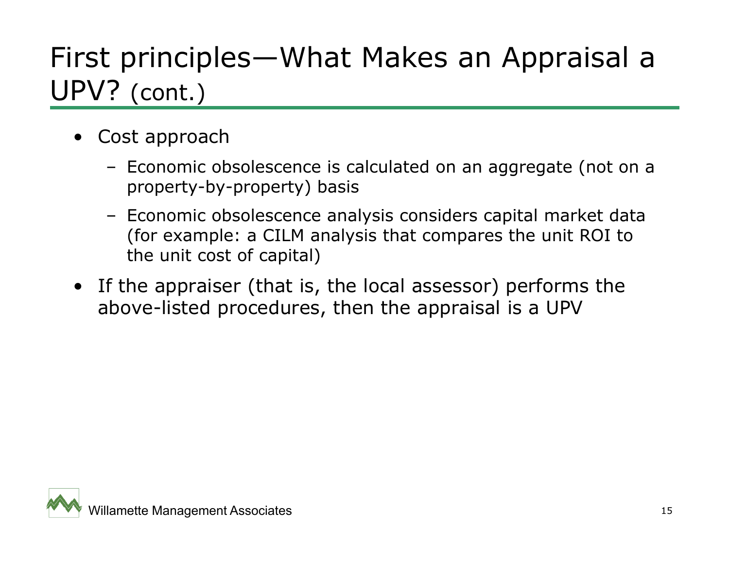# First principles—What Makes an Appraisal a UPV? (cont.)

- Cost approach
  - Economic obsolescence is calculated on an aggregate (not on a property-by-property) basis
  - Economic obsolescence analysis considers capital market data (for example: a CILM analysis that compares the unit ROI to the unit cost of capital)
- If the appraiser (that is, the local assessor) performs the above-listed procedures, then the appraisal is a UPV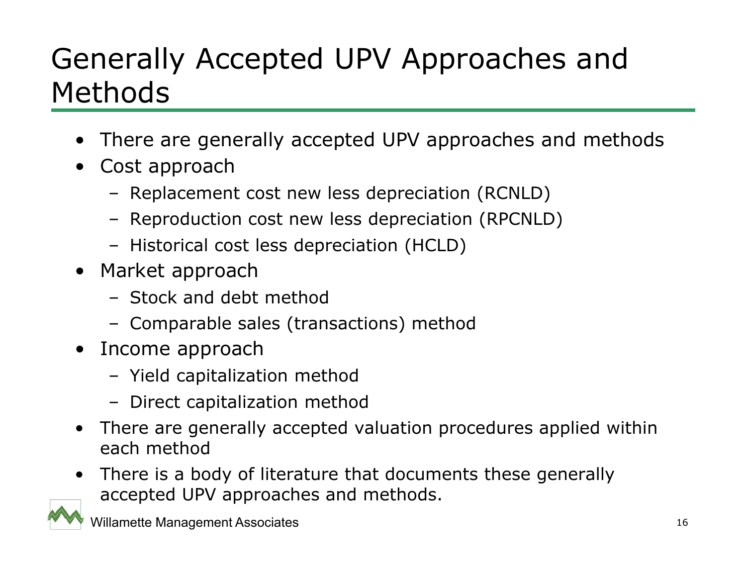# Generally Accepted UPV Approaches and Methods

- There are generally accepted UPV approaches and methods
- Cost approach
  - Replacement cost new less depreciation (RCNLD)
  - Reproduction cost new less depreciation (RPCNLD)
  - Historical cost less depreciation (HCLD)
- Market approach
  - Stock and debt method
  - Comparable sales (transactions) method
- Income approach
  - Yield capitalization method
  - Direct capitalization method
- There are generally accepted valuation procedures applied within each method
- There is a body of literature that documents these generally accepted UPV approaches and methods.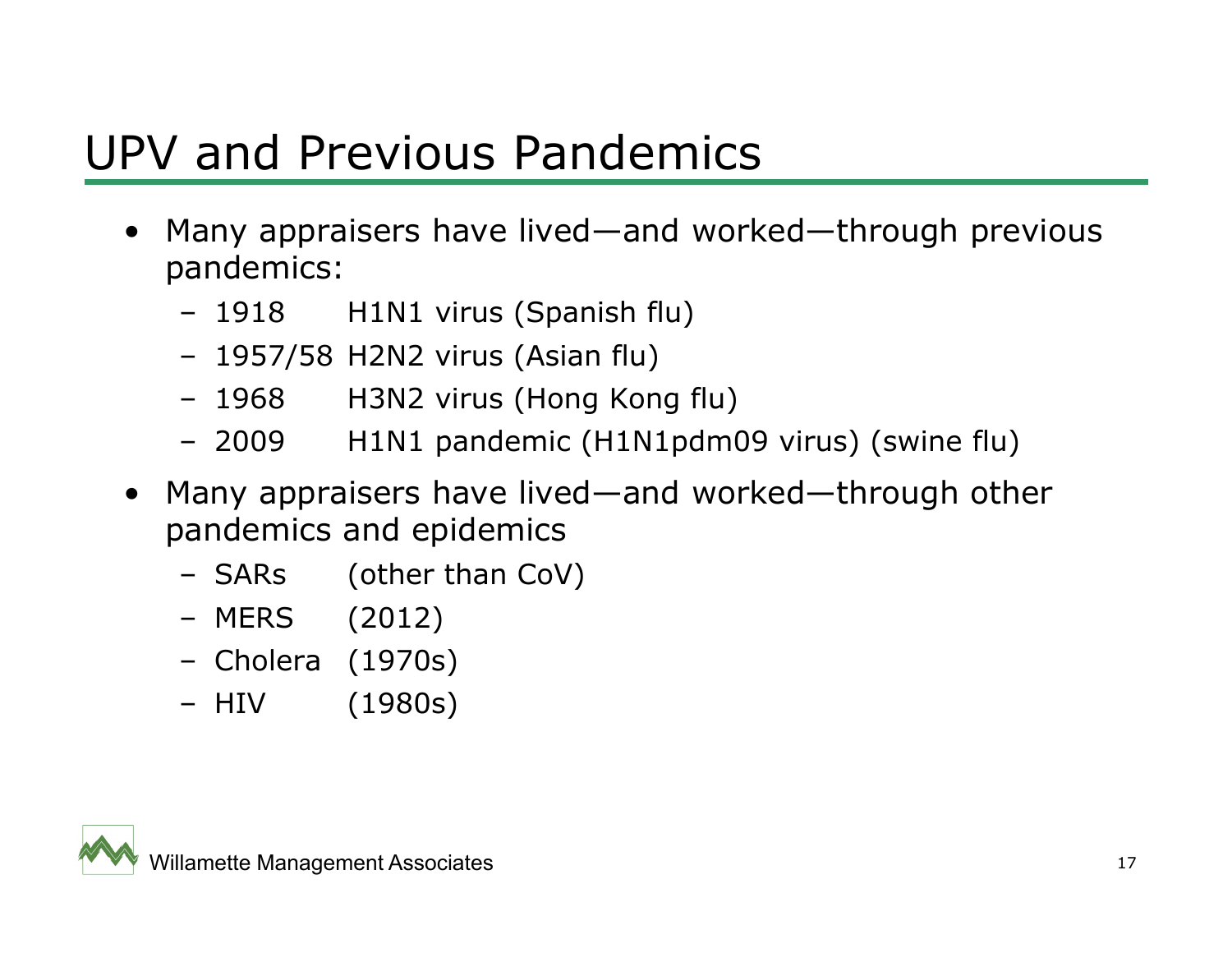# UPV and Previous Pandemics

- Many appraisers have lived—and worked—through previous pandemics:
  - 1918 H1N1 virus (Spanish flu)
  - 1957/58 H2N2 virus (Asian flu)
  - 1968 H3N2 virus (Hong Kong flu)
  - 2009 H1N1 pandemic (H1N1pdm09 virus) (swine flu)
- Many appraisers have lived—and worked—through other pandemics and epidemics
  - SARs (other than CoV)
  - MERS (2012)
  - Cholera (1970s)
  - HIV (1980s)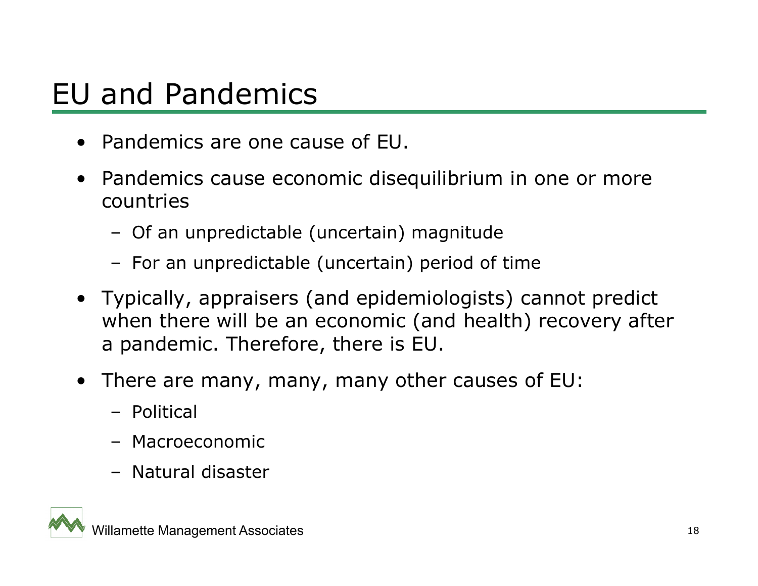# EU and Pandemics

- Pandemics are one cause of EU.
- Pandemics cause economic disequilibrium in one or more countries
  - Of an unpredictable (uncertain) magnitude
  - For an unpredictable (uncertain) period of time
- Typically, appraisers (and epidemiologists) cannot predict when there will be an economic (and health) recovery after a pandemic. Therefore, there is EU.
- There are many, many, many other causes of EU:
  - Political
  - Macroeconomic
  - Natural disaster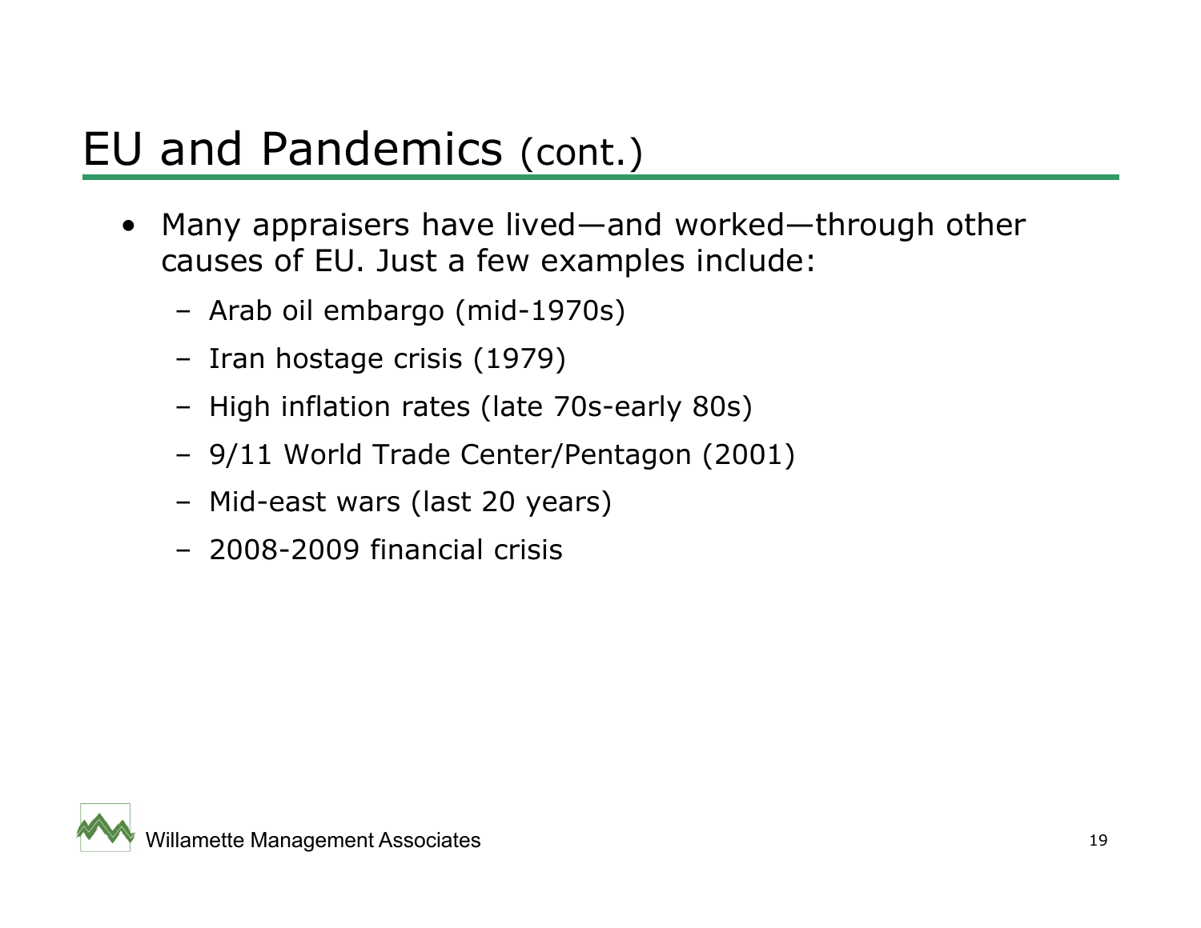# EU and Pandemics (cont.)

- Many appraisers have lived—and worked—through other causes of EU. Just a few examples include:
  - Arab oil embargo (mid-1970s)
  - Iran hostage crisis (1979)
  - High inflation rates (late 70s-early 80s)
  - 9/11 World Trade Center/Pentagon (2001)
  - Mid-east wars (last 20 years)
  - 2008-2009 financial crisis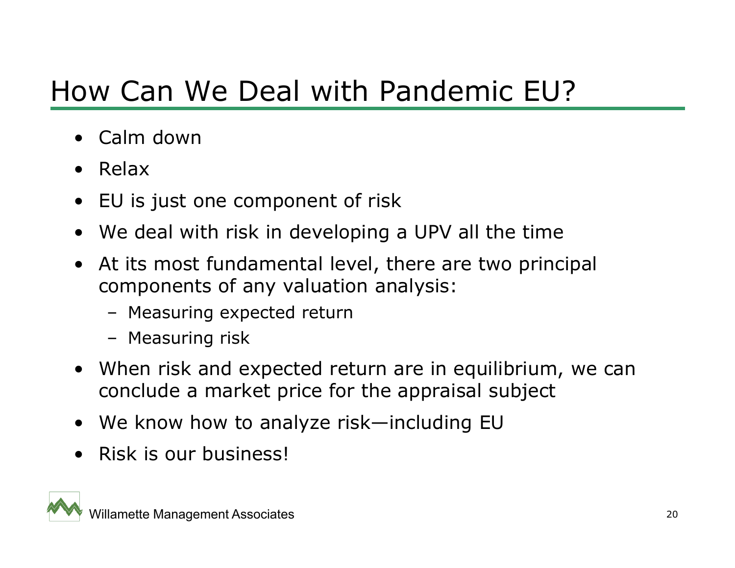# How Can We Deal with Pandemic EU?

- Calm down
- Relax
- EU is just one component of risk
- We deal with risk in developing a UPV all the time
- At its most fundamental level, there are two principal components of any valuation analysis:
  - Measuring expected return
  - Measuring risk
- When risk and expected return are in equilibrium, we can conclude a market price for the appraisal subject
- We know how to analyze risk—including EU
- Risk is our business!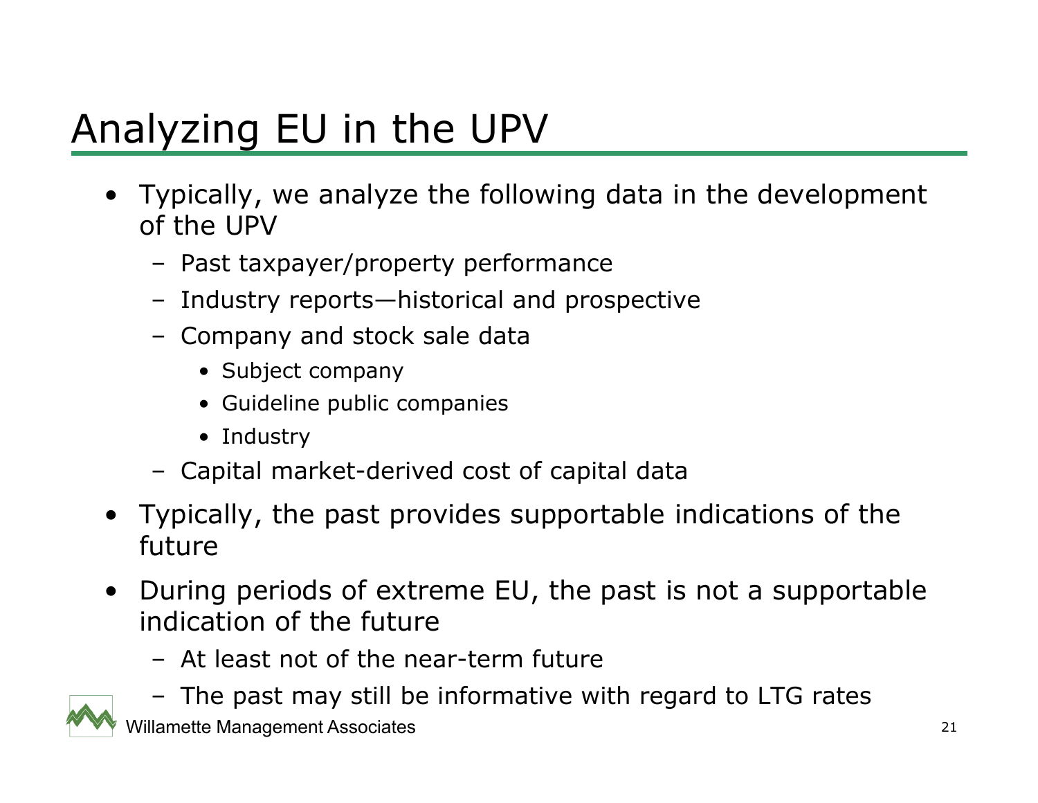# Analyzing EU in the UPV

- Typically, we analyze the following data in the development of the UPV
  - Past taxpayer/property performance
  - Industry reports—historical and prospective
  - Company and stock sale data
    - Subject company
    - Guideline public companies
    - Industry
  - Capital market-derived cost of capital data
- Typically, the past provides supportable indications of the future
- During periods of extreme EU, the past is not a supportable indication of the future
  - At least not of the near-term future
  - The past may still be informative with regard to LTG rates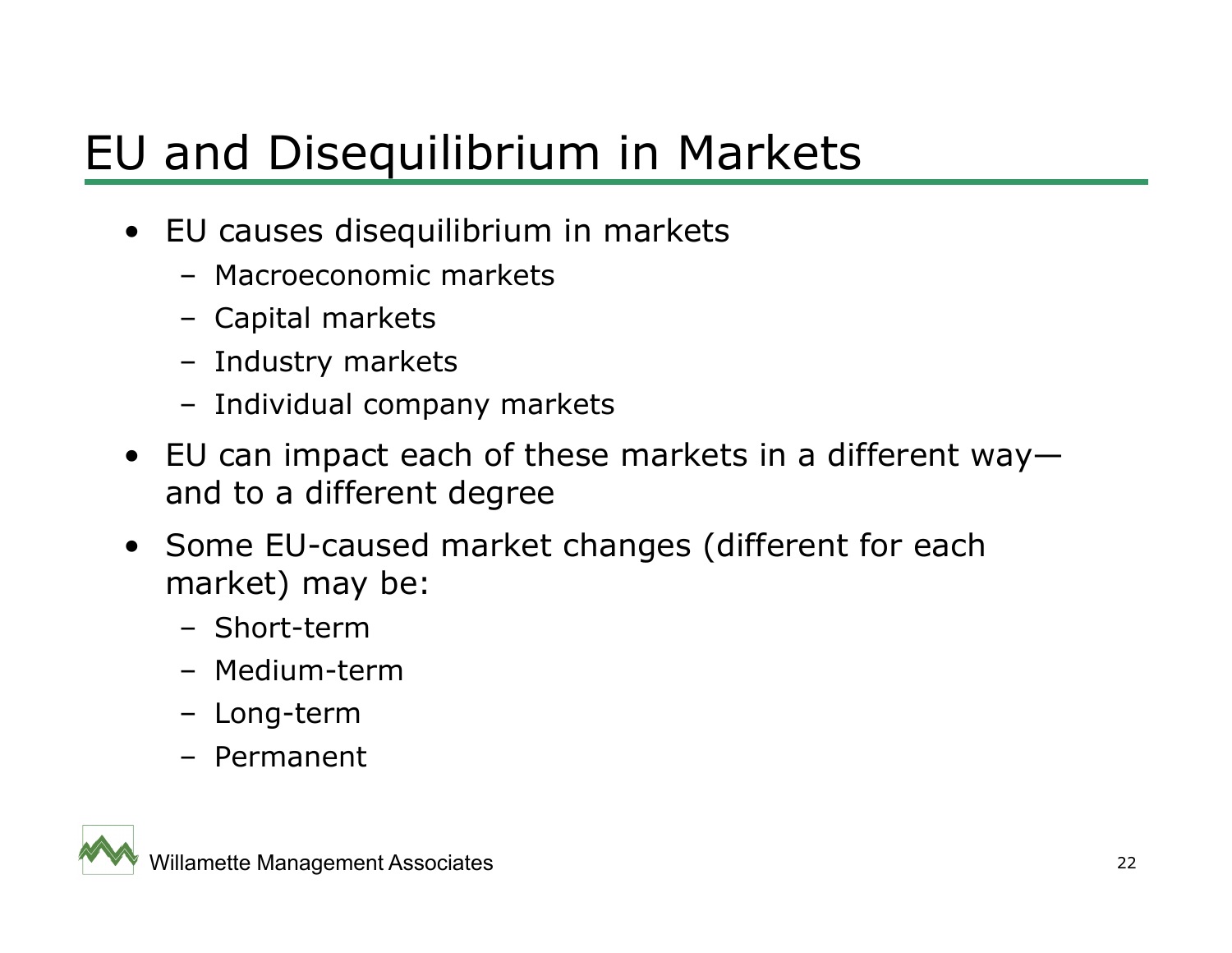# EU and Disequilibrium in Markets

- EU causes disequilibrium in markets
  - Macroeconomic markets
  - Capital markets
  - Industry markets
  - Individual company markets
- EU can impact each of these markets in a different way—and to a different degree
- Some EU-caused market changes (different for each market) may be:
  - Short-term
  - Medium-term
  - Long-term
  - Permanent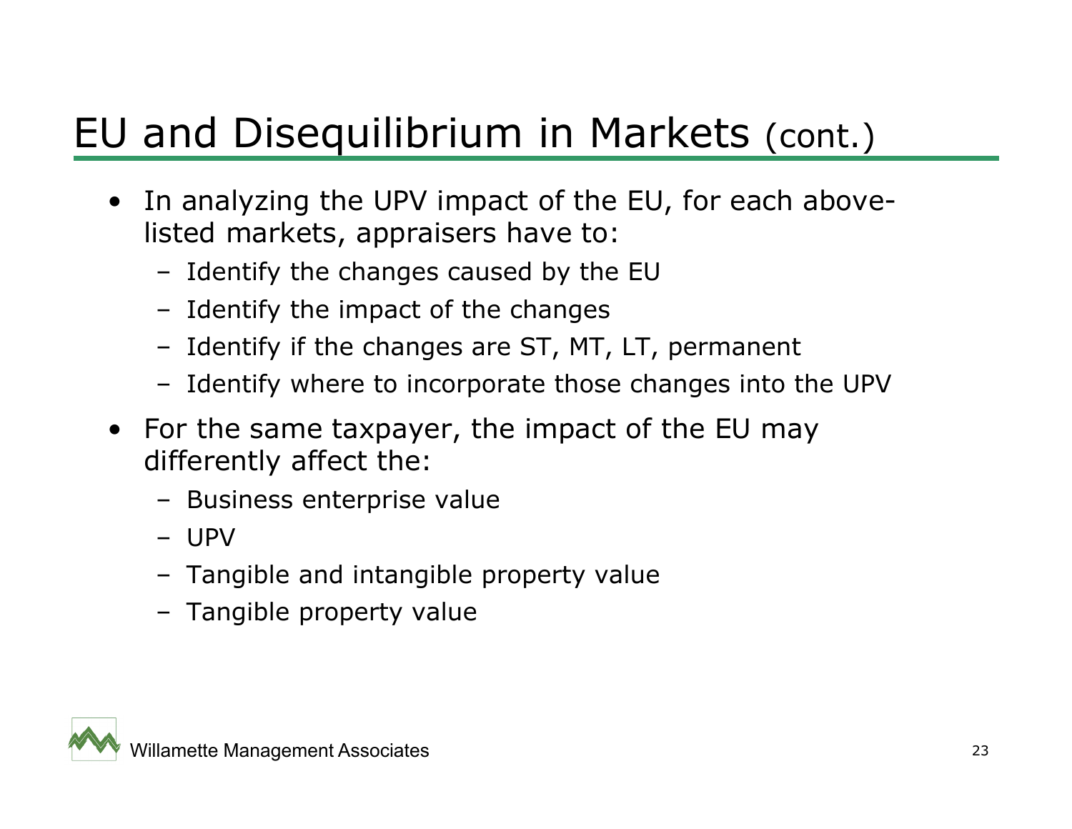# EU and Disequilibrium in Markets (cont.)

- In analyzing the UPV impact of the EU, for each above-listed markets, appraisers have to:
  - Identify the changes caused by the EU
  - Identify the impact of the changes
  - Identify if the changes are ST, MT, LT, permanent
  - Identify where to incorporate those changes into the UPV
- For the same taxpayer, the impact of the EU may differently affect the:
  - Business enterprise value
  - UPV
  - Tangible and intangible property value
  - Tangible property value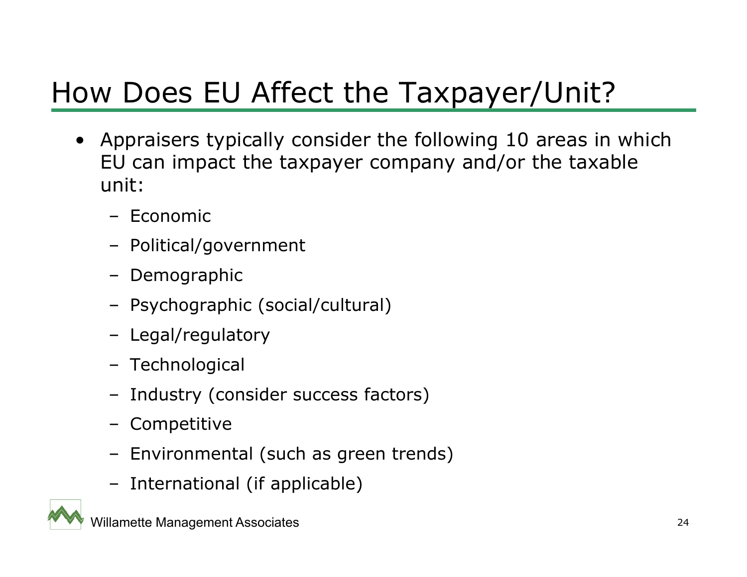# How Does EU Affect the Taxpayer/Unit?

- Appraisers typically consider the following 10 areas in which EU can impact the taxpayer company and/or the taxable unit:
  - Economic
  - Political/government
  - Demographic
  - Psychographic (social/cultural)
  - Legal/regulatory
  - Technological
  - Industry (consider success factors)
  - Competitive
  - Environmental (such as green trends)
  - International (if applicable)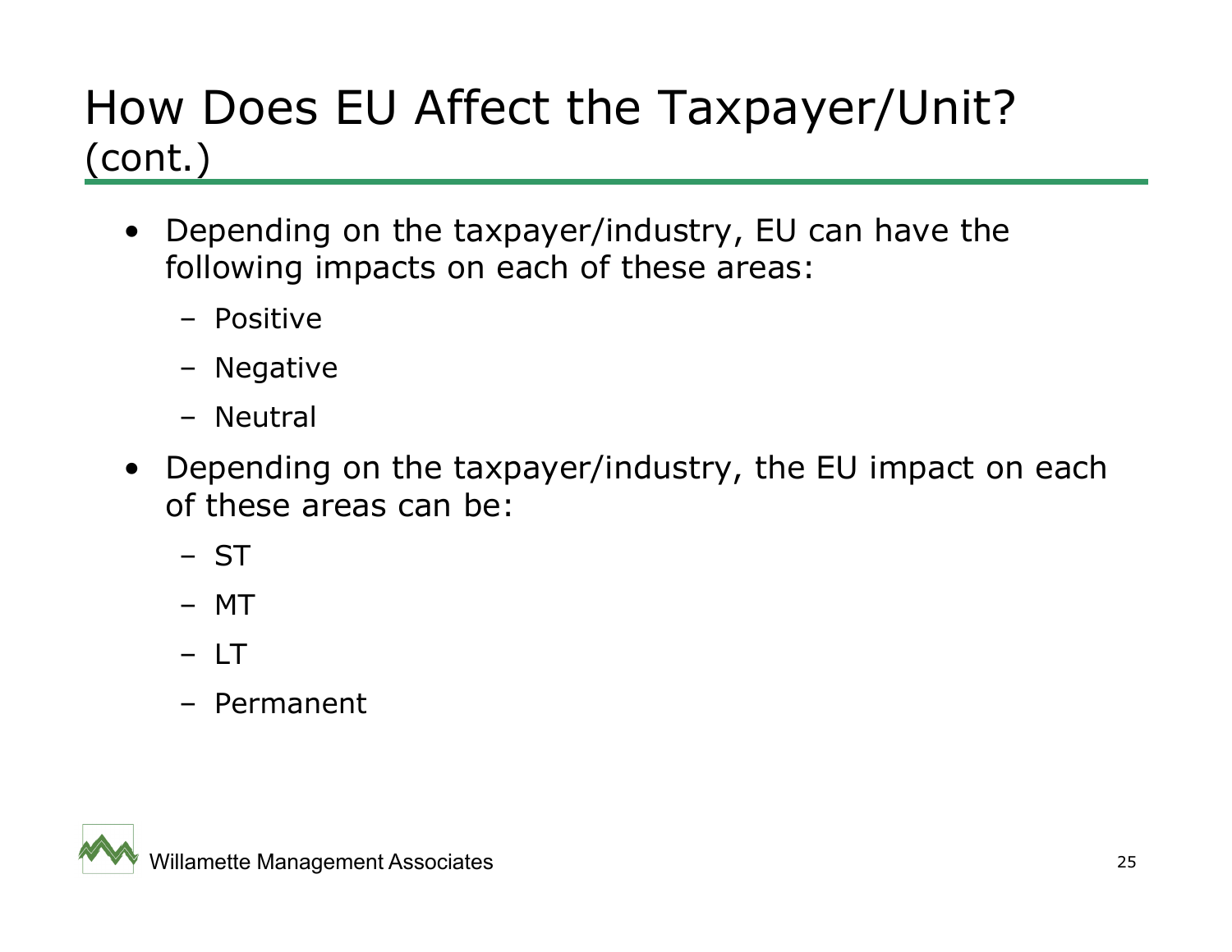# How Does EU Affect the Taxpayer/Unit? (cont.)

- Depending on the taxpayer/industry, EU can have the following impacts on each of these areas:
  - Positive
  - Negative
  - Neutral
- Depending on the taxpayer/industry, the EU impact on each of these areas can be:
  - ST
  - MT
  - LT
  - Permanent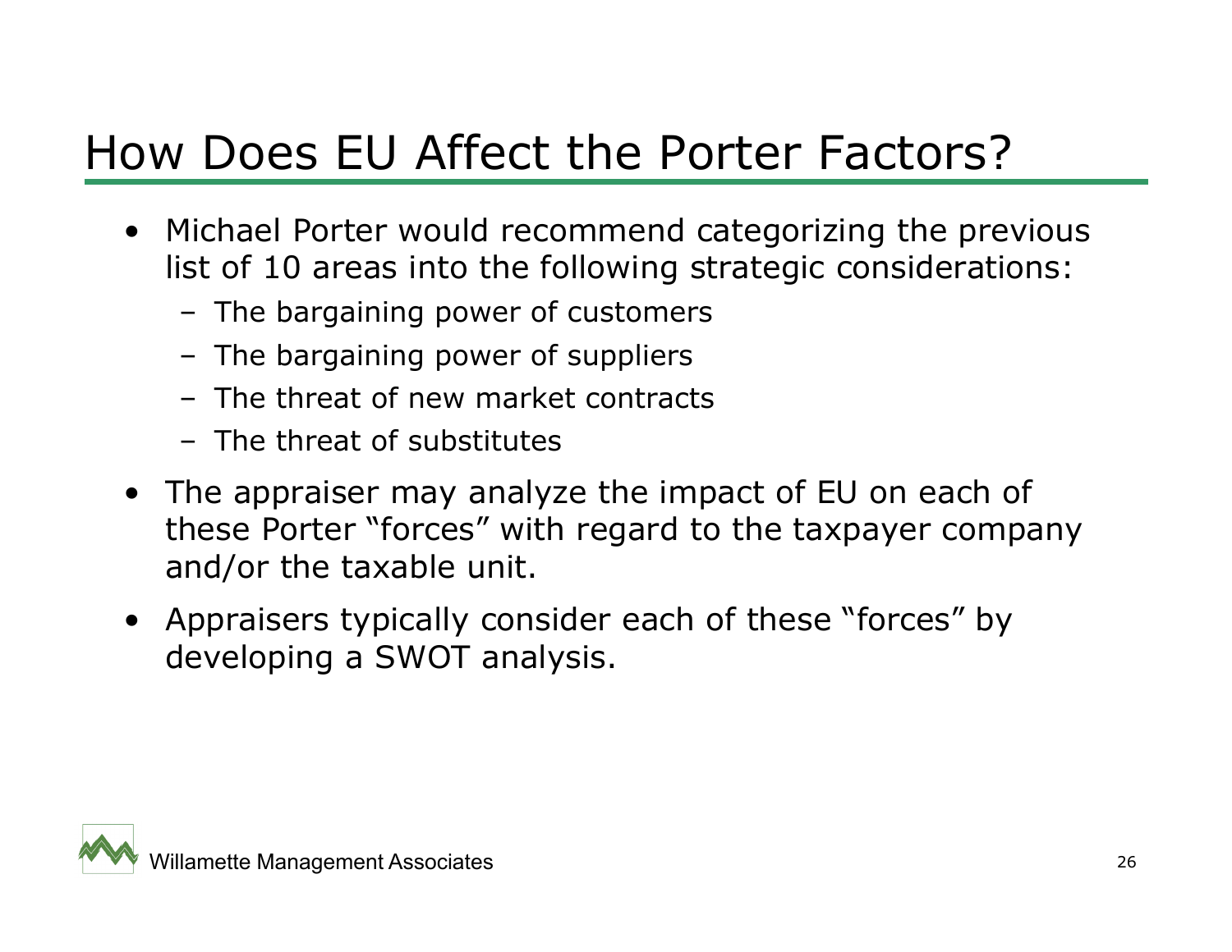# How Does EU Affect the Porter Factors?

- Michael Porter would recommend categorizing the previous list of 10 areas into the following strategic considerations:
  - The bargaining power of customers
  - The bargaining power of suppliers
  - The threat of new market contracts
  - The threat of substitutes
- The appraiser may analyze the impact of EU on each of these Porter "forces" with regard to the taxpayer company and/or the taxable unit.
- Appraisers typically consider each of these "forces" by developing a SWOT analysis.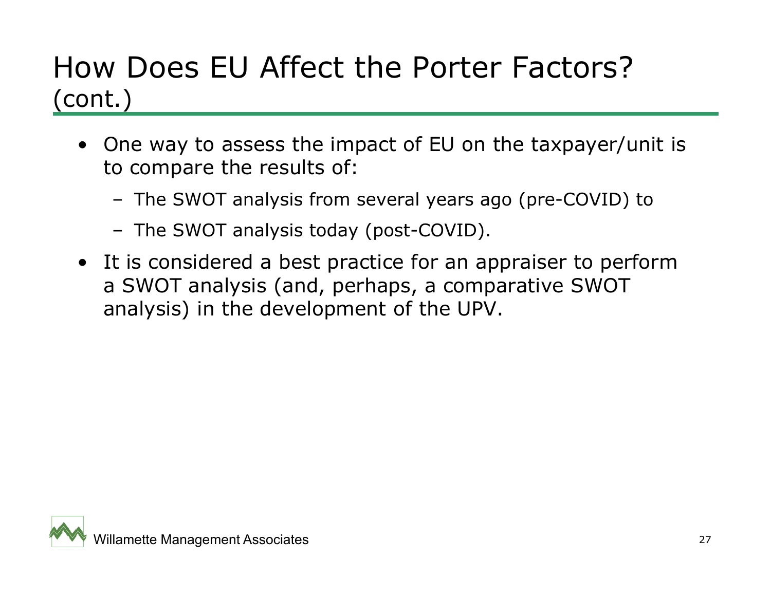# How Does EU Affect the Porter Factors? (cont.)

- One way to assess the impact of EU on the taxpayer/unit is to compare the results of:
  - The SWOT analysis from several years ago (pre-COVID) to
  - The SWOT analysis today (post-COVID).
- It is considered a best practice for an appraiser to perform a SWOT analysis (and, perhaps, a comparative SWOT analysis) in the development of the UPV.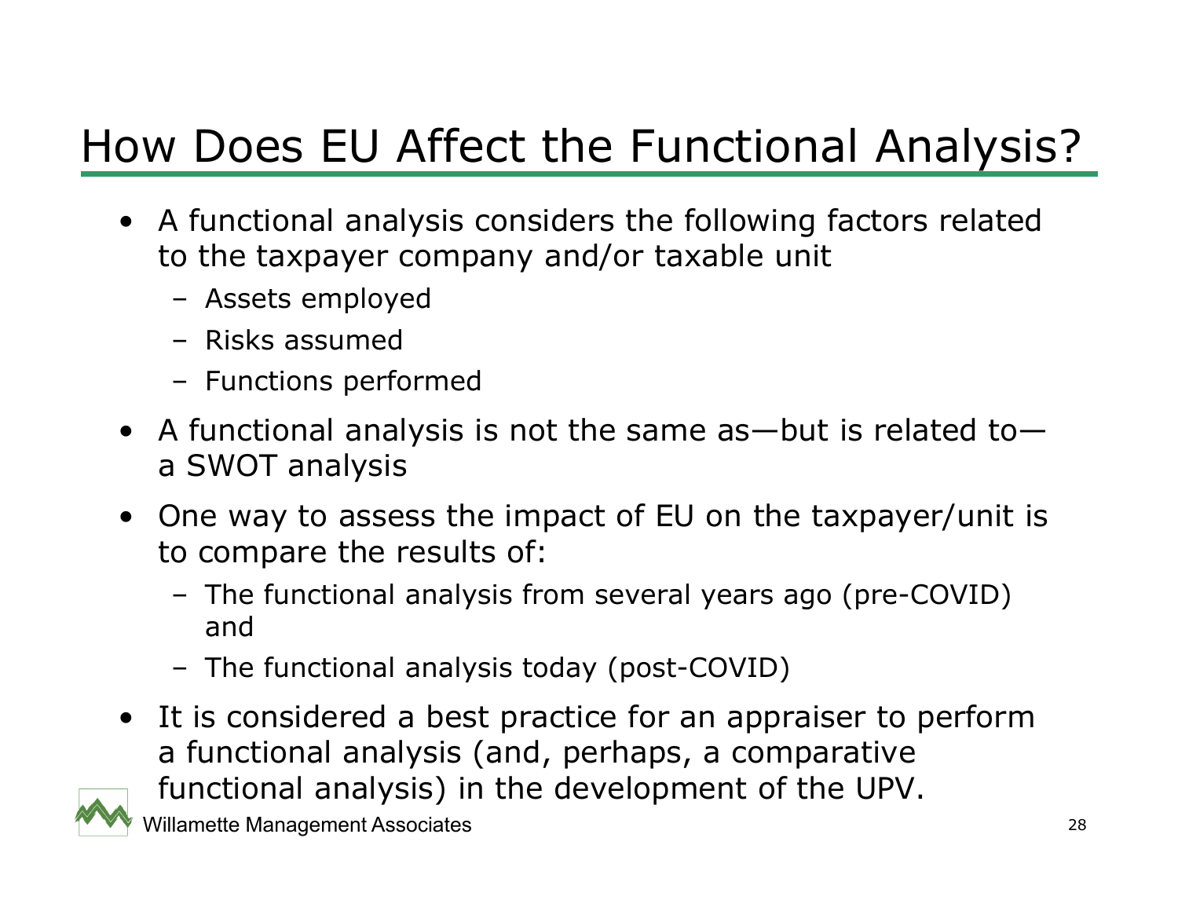# How Does EU Affect the Functional Analysis?

- A functional analysis considers the following factors related to the taxpayer company and/or taxable unit
  - Assets employed
  - Risks assumed
  - Functions performed
- A functional analysis is not the same as—but is related to—a SWOT analysis
- One way to assess the impact of EU on the taxpayer/unit is to compare the results of:
  - The functional analysis from several years ago (pre-COVID) and
  - The functional analysis today (post-COVID)
- It is considered a best practice for an appraiser to perform a functional analysis (and, perhaps, a comparative functional analysis) in the development of the UPV.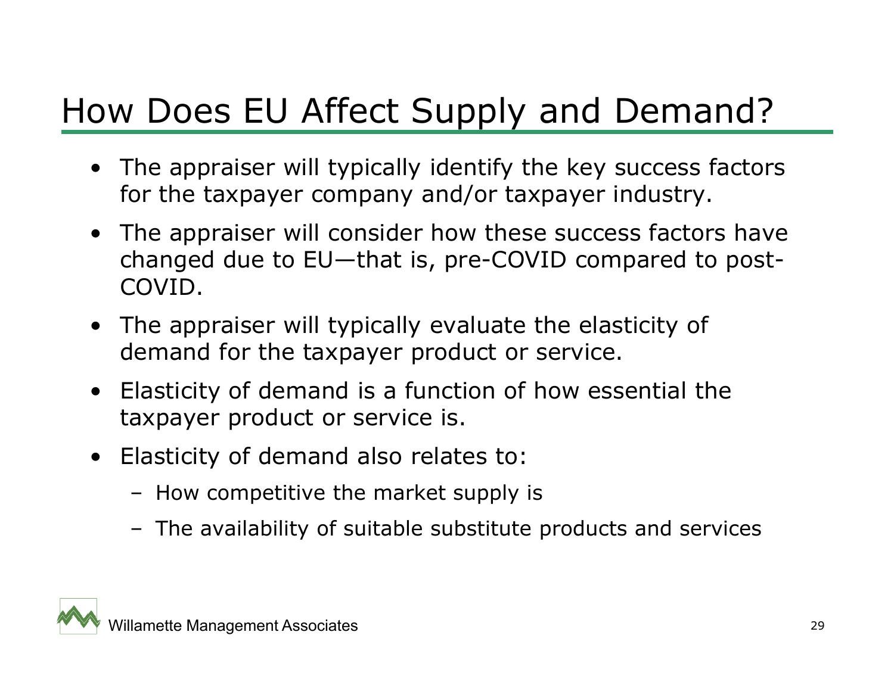# How Does EU Affect Supply and Demand?

- The appraiser will typically identify the key success factors for the taxpayer company and/or taxpayer industry.
- The appraiser will consider how these success factors have changed due to EU—that is, pre-COVID compared to post-COVID.
- The appraiser will typically evaluate the elasticity of demand for the taxpayer product or service.
- Elasticity of demand is a function of how essential the taxpayer product or service is.
- Elasticity of demand also relates to:
  - How competitive the market supply is
  - The availability of suitable substitute products and services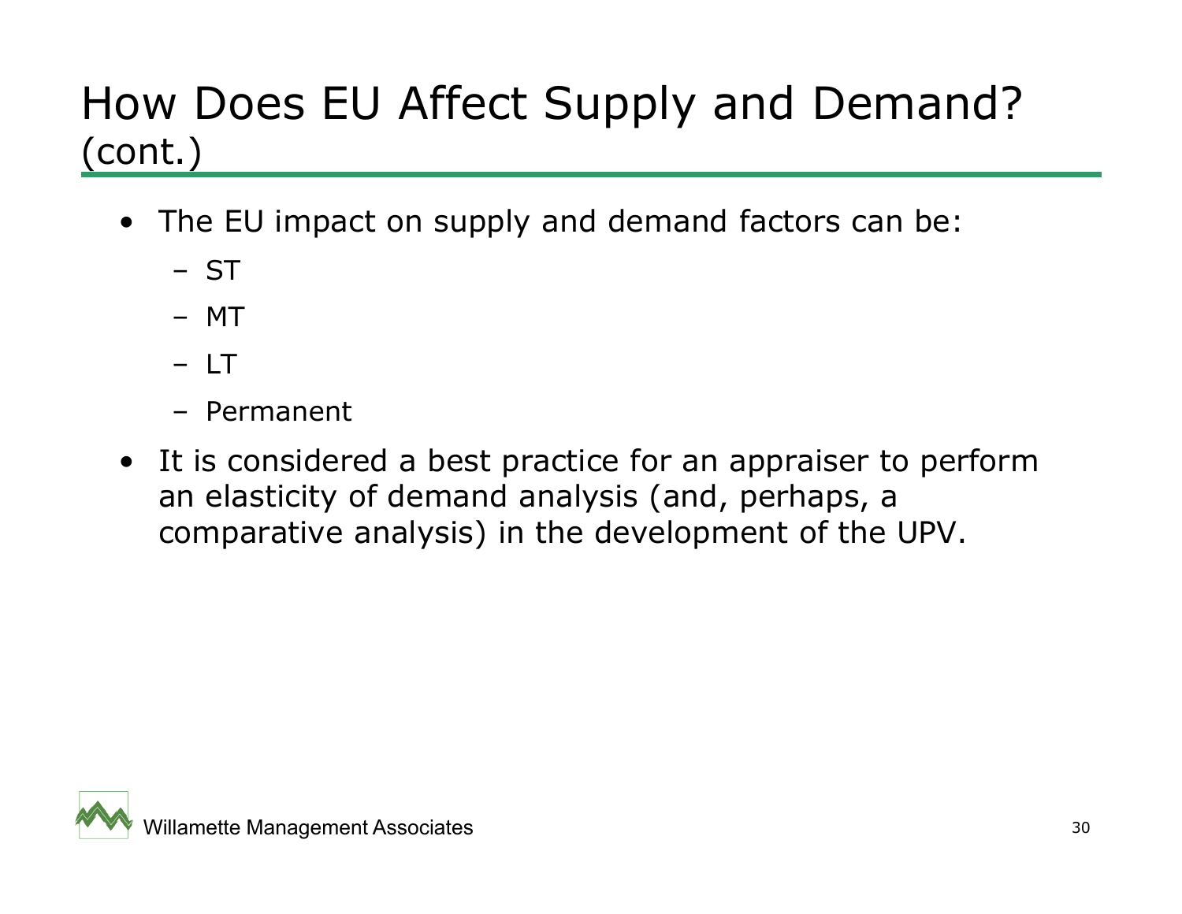# How Does EU Affect Supply and Demand? (cont.)

- The EU impact on supply and demand factors can be:
  - ST
  - MT
  - LT
  - Permanent
- It is considered a best practice for an appraiser to perform an elasticity of demand analysis (and, perhaps, a comparative analysis) in the development of the UPV.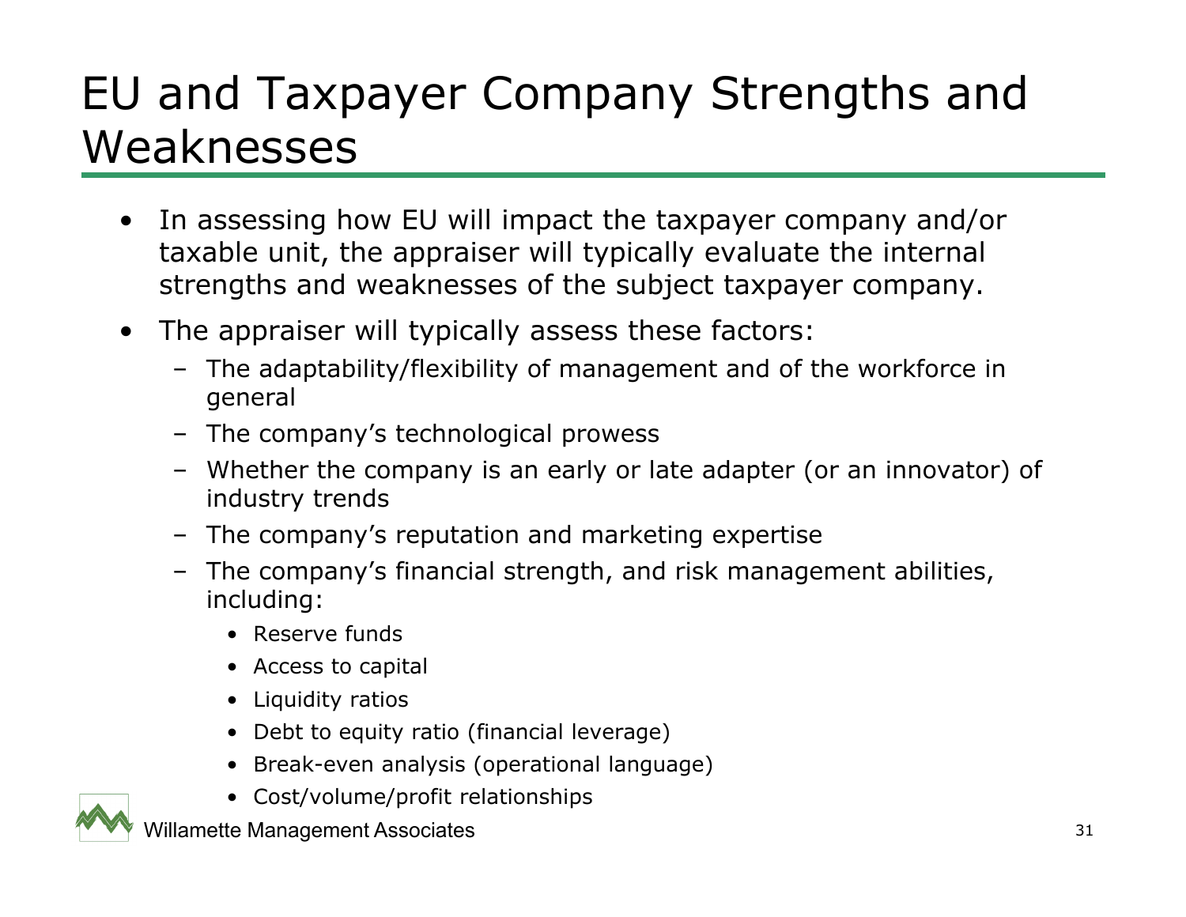# EU and Taxpayer Company Strengths and Weaknesses

- In assessing how EU will impact the taxpayer company and/or taxable unit, the appraiser will typically evaluate the internal strengths and weaknesses of the subject taxpayer company.
- The appraiser will typically assess these factors:
  - The adaptability/flexibility of management and of the workforce in general
  - The company's technological prowess
  - Whether the company is an early or late adapter (or an innovator) of industry trends
  - The company's reputation and marketing expertise
  - The company's financial strength, and risk management abilities, including:
    - Reserve funds
    - Access to capital
    - Liquidity ratios
    - Debt to equity ratio (financial leverage)
    - Break-even analysis (operational language)
    - Cost/volume/profit relationships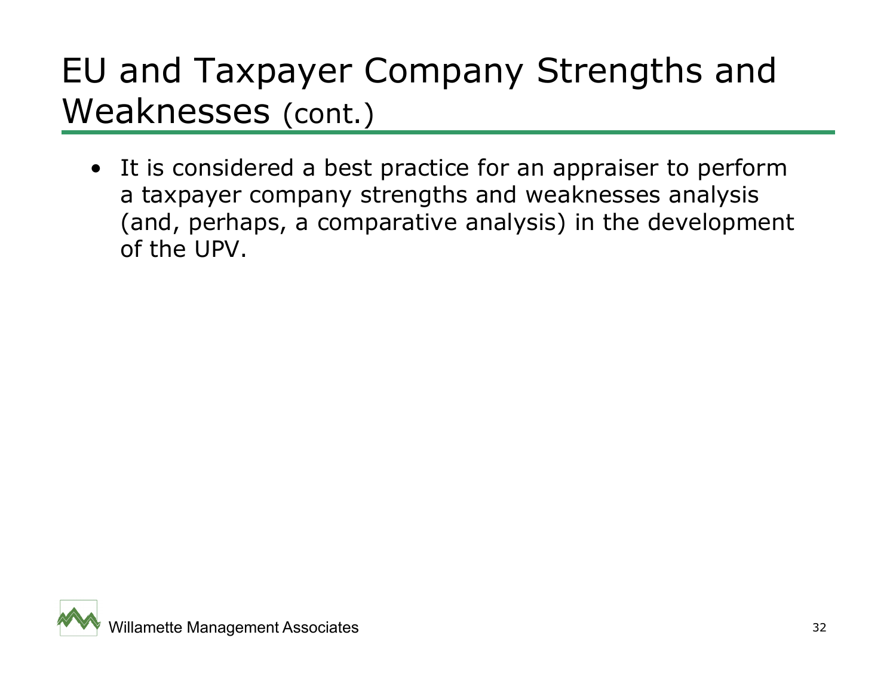# EU and Taxpayer Company Strengths and Weaknesses (cont.)

- It is considered a best practice for an appraiser to perform a taxpayer company strengths and weaknesses analysis (and, perhaps, a comparative analysis) in the development of the UPV.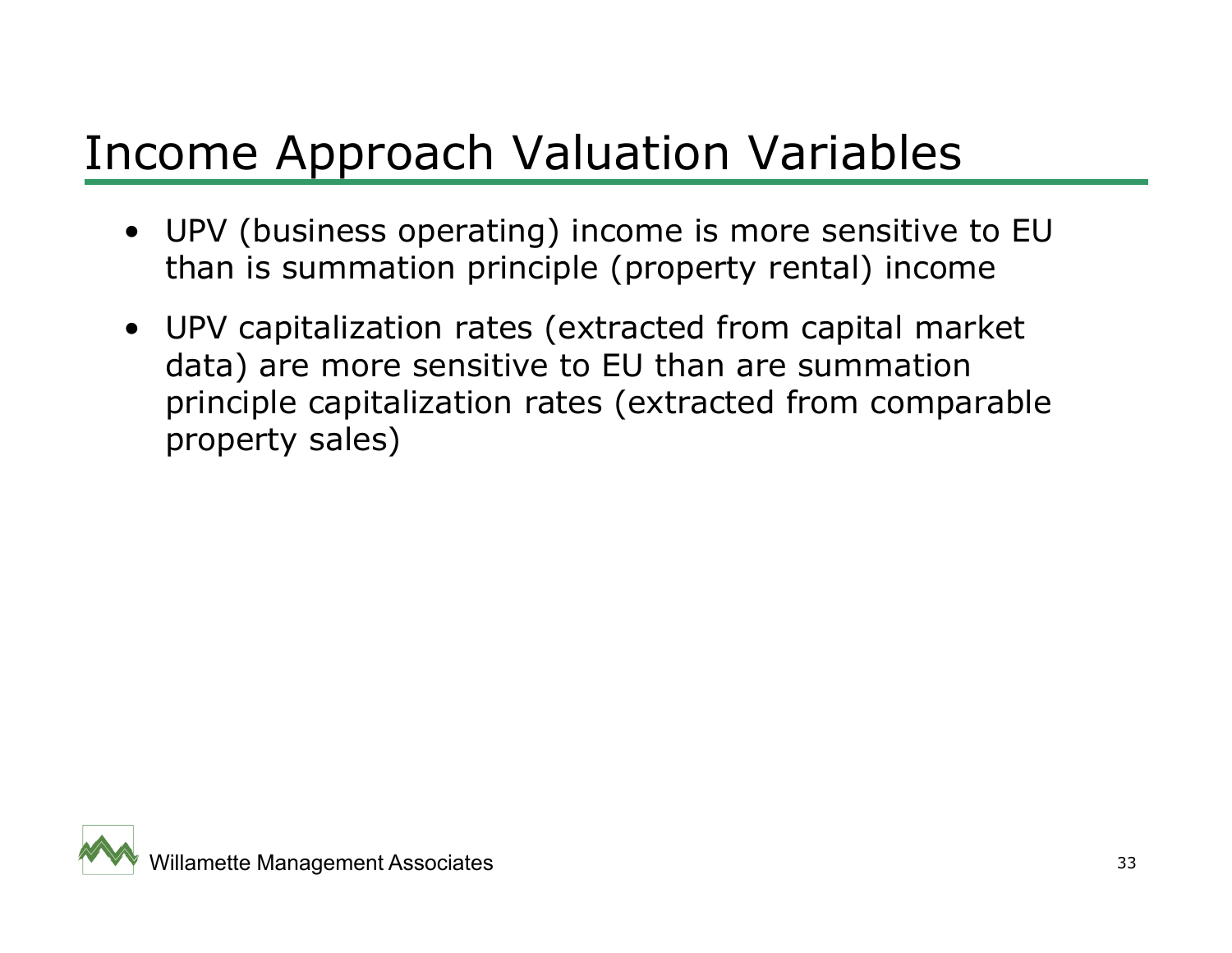# Income Approach Valuation Variables

- UPV (business operating) income is more sensitive to EU than is summation principle (property rental) income
- UPV capitalization rates (extracted from capital market data) are more sensitive to EU than are summation principle capitalization rates (extracted from comparable property sales)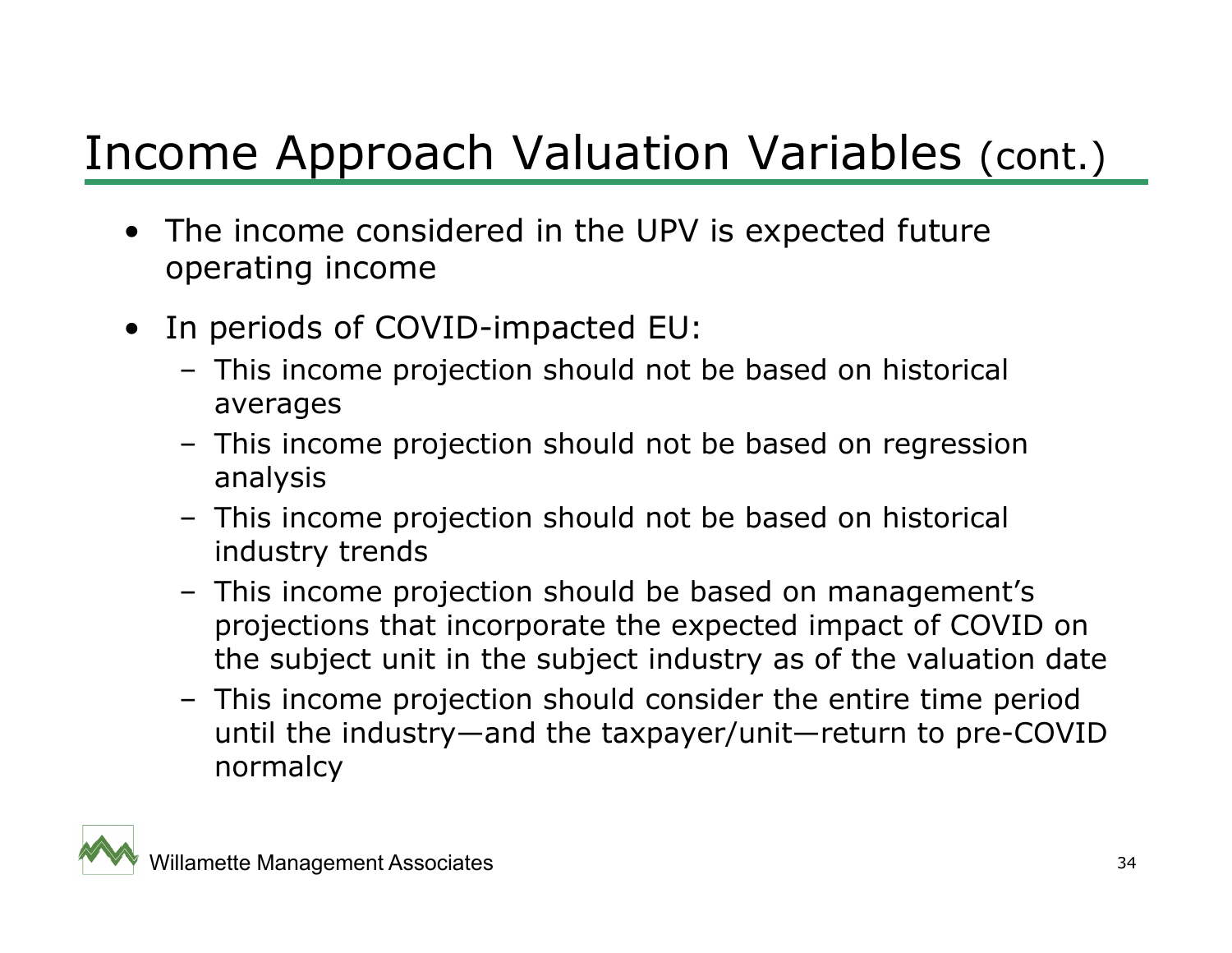# Income Approach Valuation Variables (cont.)

- The income considered in the UPV is expected future operating income
- In periods of COVID-impacted EU:
  - This income projection should not be based on historical averages
  - This income projection should not be based on regression analysis
  - This income projection should not be based on historical industry trends
  - This income projection should be based on management's projections that incorporate the expected impact of COVID on the subject unit in the subject industry as of the valuation date
  - This income projection should consider the entire time period until the industry—and the taxpayer/unit—return to pre-COVID normalcy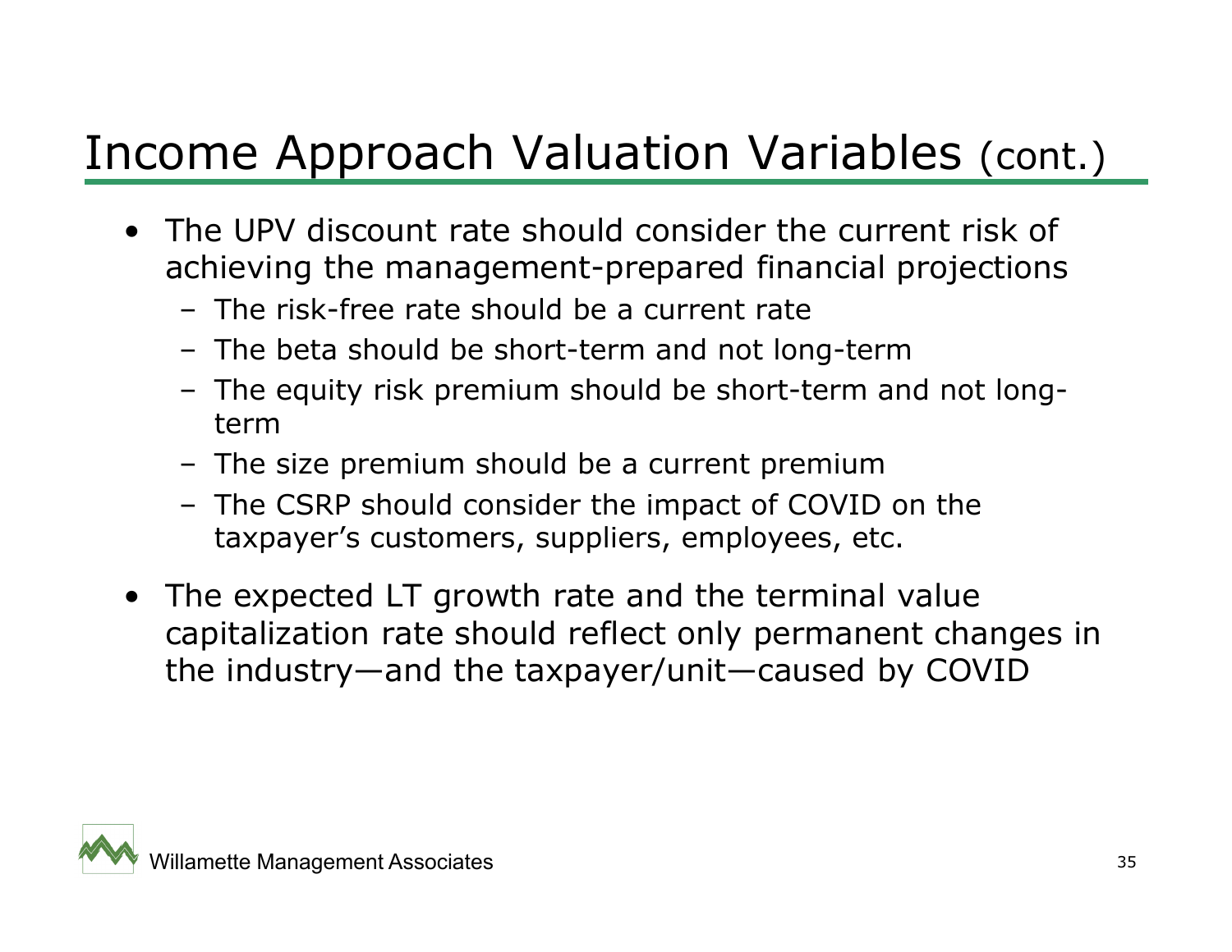# Income Approach Valuation Variables (cont.)

- The UPV discount rate should consider the current risk of achieving the management-prepared financial projections
  - The risk-free rate should be a current rate
  - The beta should be short-term and not long-term
  - The equity risk premium should be short-term and not long-term
  - The size premium should be a current premium
  - The CSRP should consider the impact of COVID on the taxpayer's customers, suppliers, employees, etc.
- The expected LT growth rate and the terminal value capitalization rate should reflect only permanent changes in the industry—and the taxpayer/unit—caused by COVID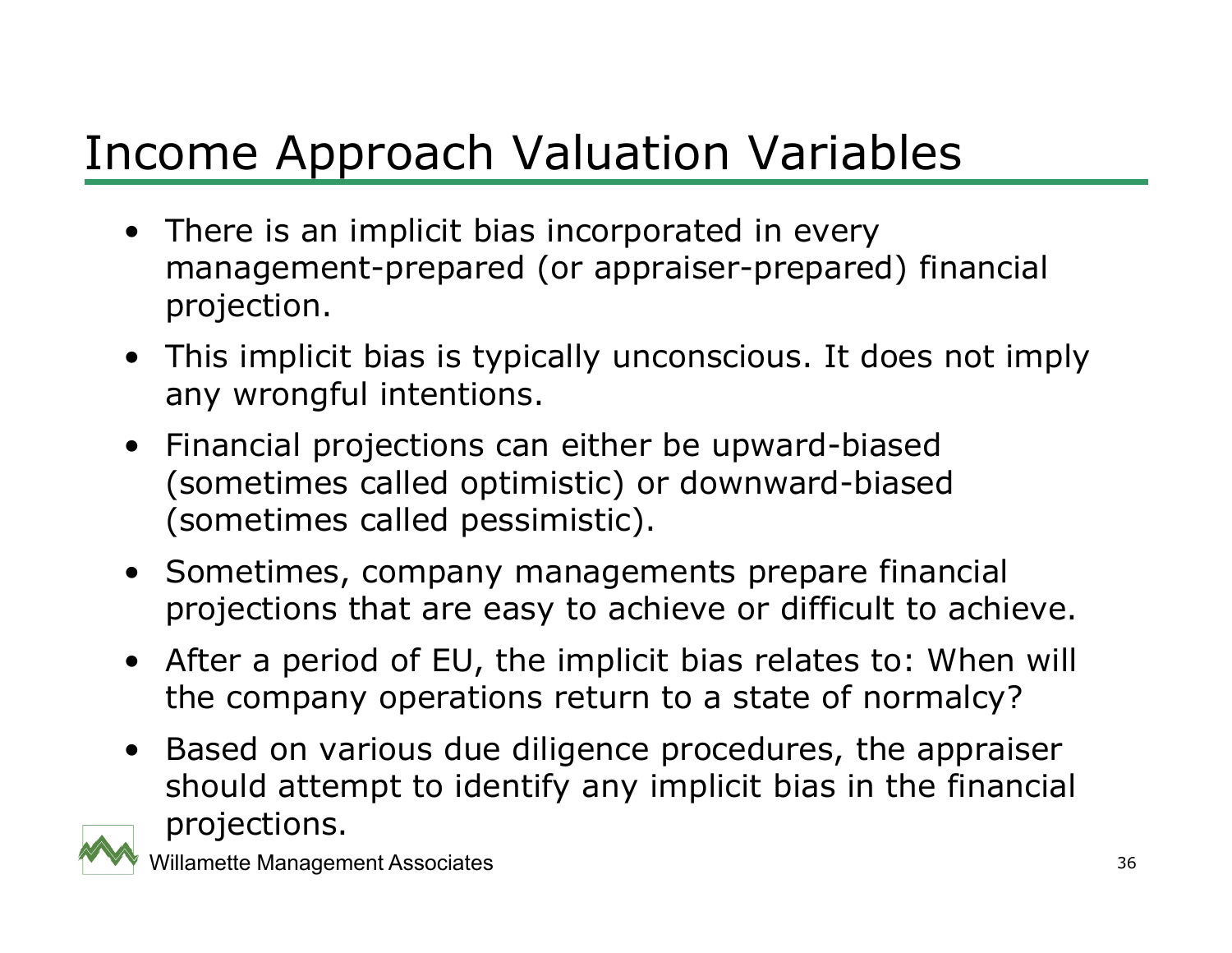# Income Approach Valuation Variables

- There is an implicit bias incorporated in every management-prepared (or appraiser-prepared) financial projection.
- This implicit bias is typically unconscious. It does not imply any wrongful intentions.
- Financial projections can either be upward-biased (sometimes called optimistic) or downward-biased (sometimes called pessimistic).
- Sometimes, company managements prepare financial projections that are easy to achieve or difficult to achieve.
- After a period of EU, the implicit bias relates to: When will the company operations return to a state of normalcy?
- Based on various due diligence procedures, the appraiser should attempt to identify any implicit bias in the financial projections.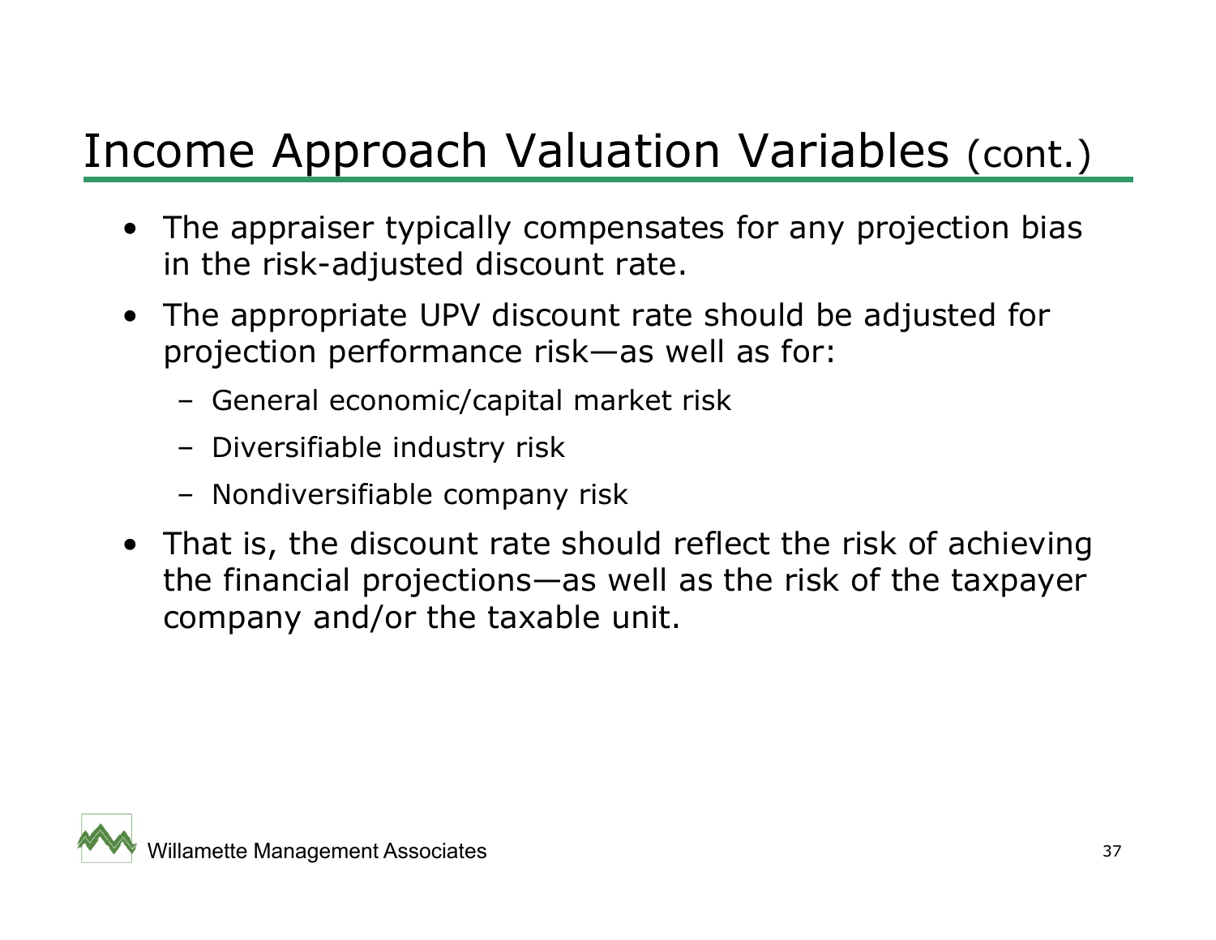# Income Approach Valuation Variables (cont.)

- The appraiser typically compensates for any projection bias in the risk-adjusted discount rate.
- The appropriate UPV discount rate should be adjusted for projection performance risk—as well as for:
  - General economic/capital market risk
  - Diversifiable industry risk
  - Nondiversifiable company risk
- That is, the discount rate should reflect the risk of achieving the financial projections—as well as the risk of the taxpayer company and/or the taxable unit.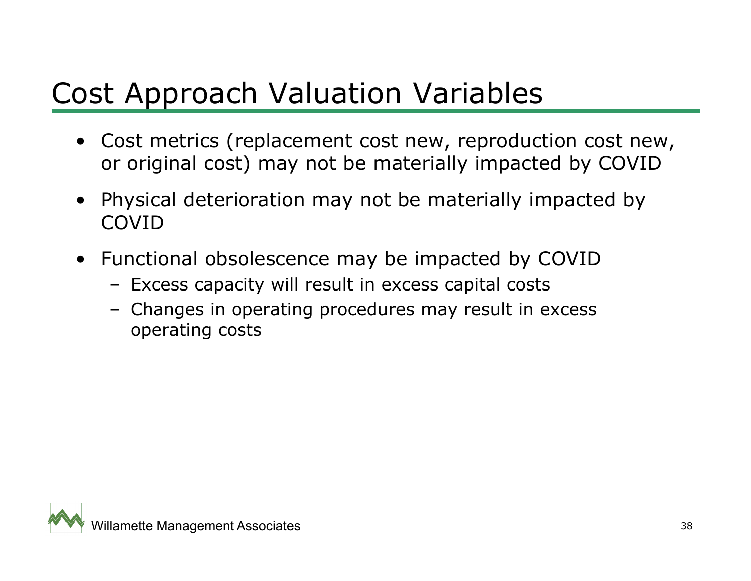# Cost Approach Valuation Variables

- Cost metrics (replacement cost new, reproduction cost new, or original cost) may not be materially impacted by COVID
- Physical deterioration may not be materially impacted by COVID
- Functional obsolescence may be impacted by COVID
  - Excess capacity will result in excess capital costs
  - Changes in operating procedures may result in excess operating costs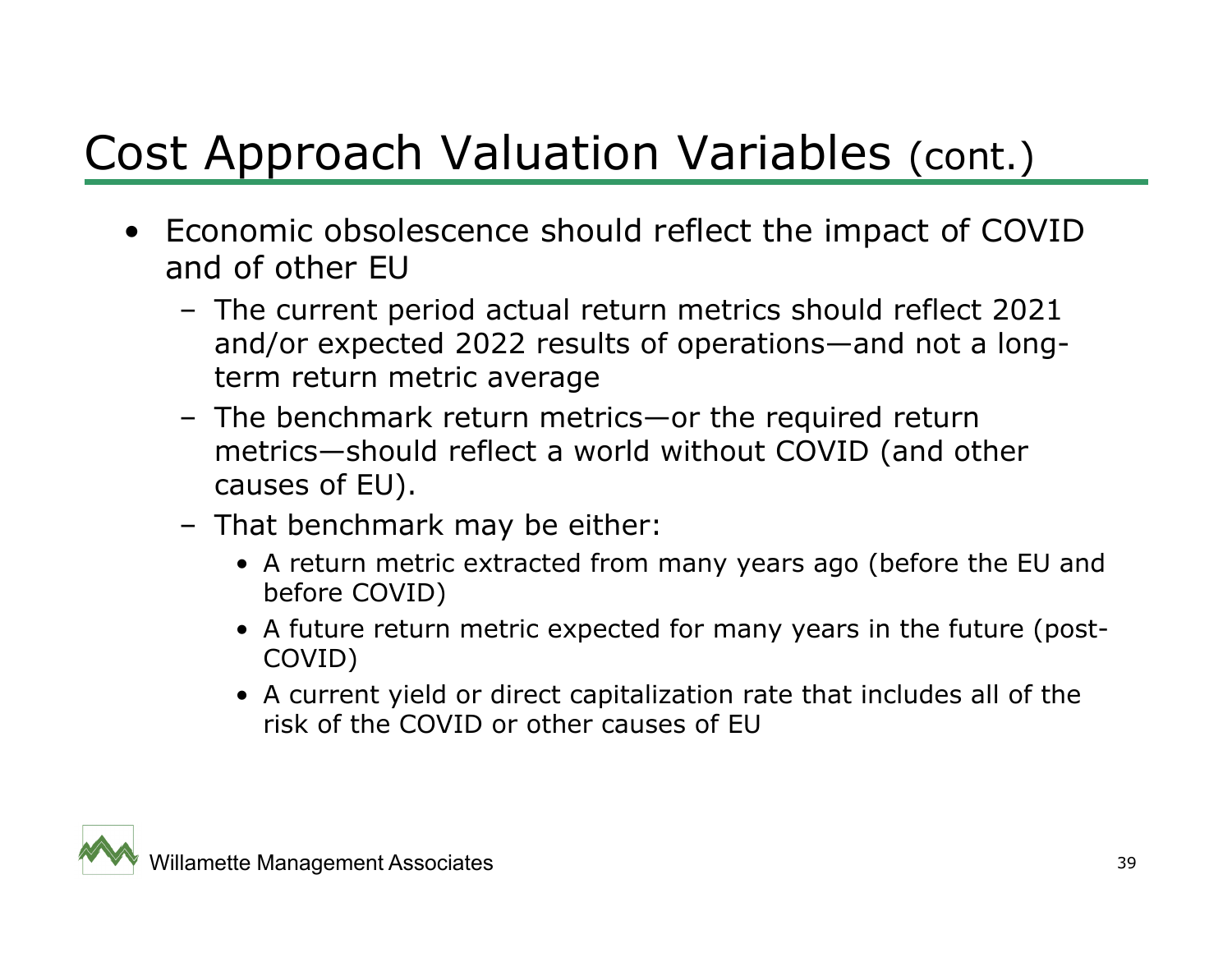# Cost Approach Valuation Variables (cont.)

- Economic obsolescence should reflect the impact of COVID and of other EU
  - The current period actual return metrics should reflect 2021 and/or expected 2022 results of operations—and not a long-term return metric average
  - The benchmark return metrics—or the required return metrics—should reflect a world without COVID (and other causes of EU).
  - That benchmark may be either:
    - A return metric extracted from many years ago (before the EU and before COVID)
    - A future return metric expected for many years in the future (post-COVID)
    - A current yield or direct capitalization rate that includes all of the risk of the COVID or other causes of EU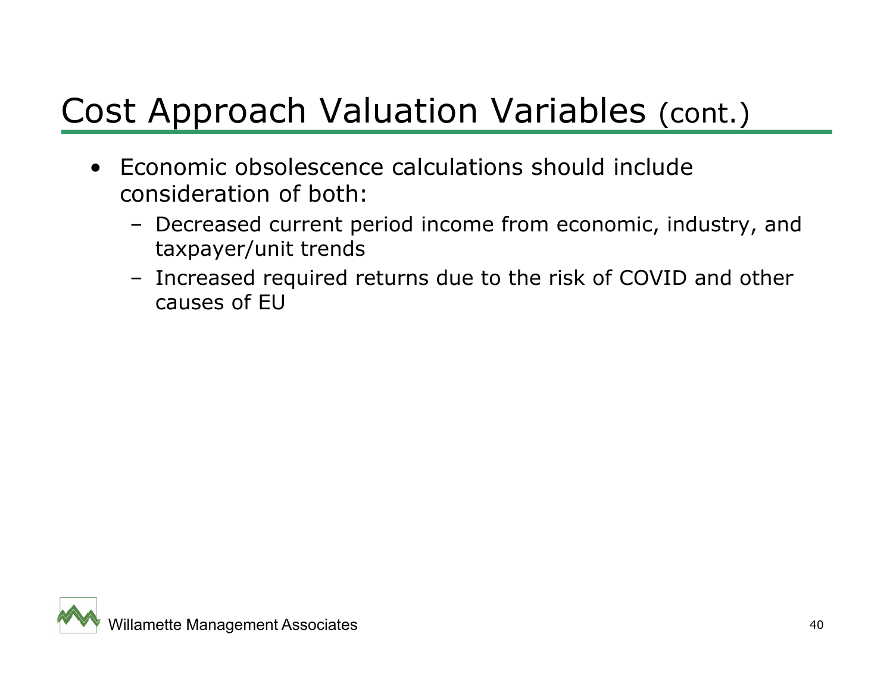# Cost Approach Valuation Variables (cont.)

- Economic obsolescence calculations should include consideration of both:
  - Decreased current period income from economic, industry, and taxpayer/unit trends
  - Increased required returns due to the risk of COVID and other causes of EU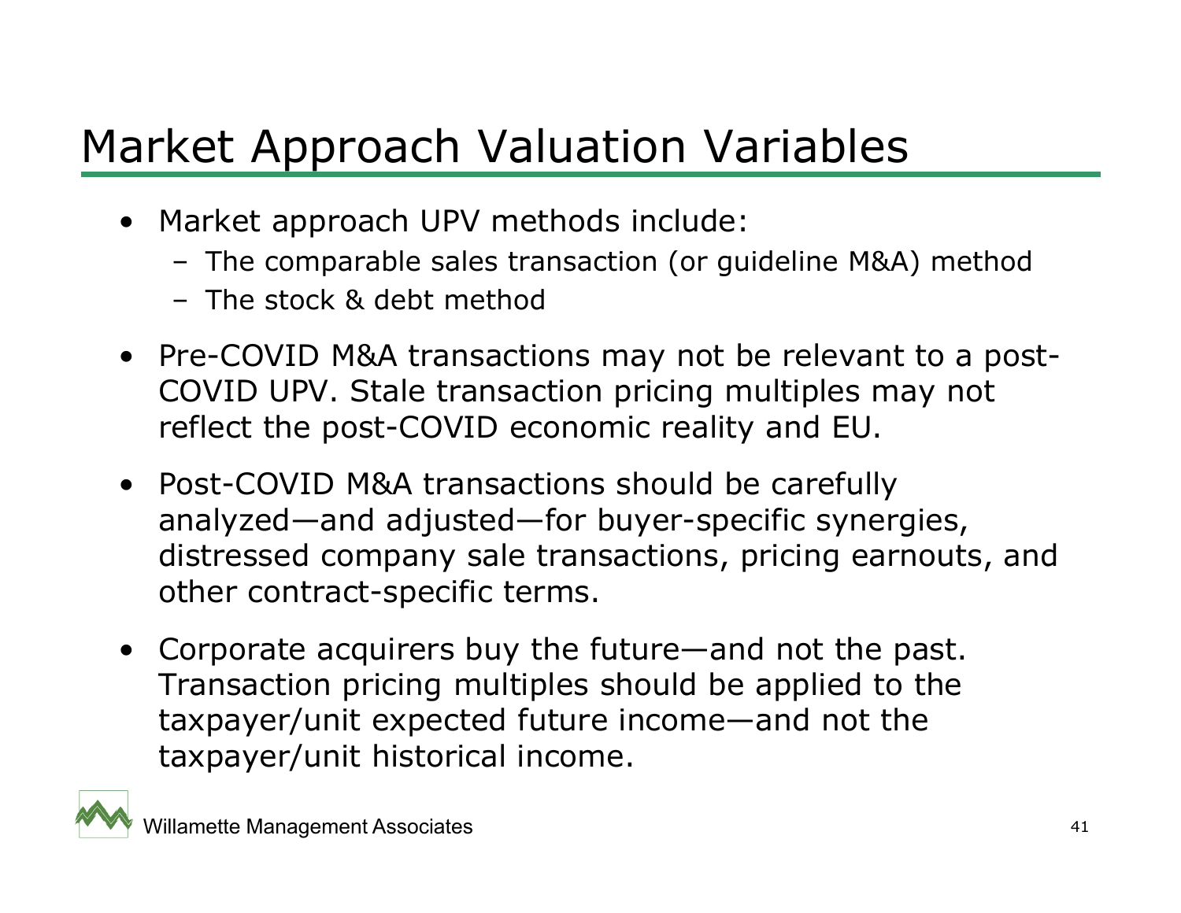# Market Approach Valuation Variables

- Market approach UPV methods include:
  - The comparable sales transaction (or guideline M&A) method
  - The stock & debt method
- Pre-COVID M&A transactions may not be relevant to a post-COVID UPV. Stale transaction pricing multiples may not reflect the post-COVID economic reality and EU.
- Post-COVID M&A transactions should be carefully analyzed—and adjusted—for buyer-specific synergies, distressed company sale transactions, pricing earnouts, and other contract-specific terms.
- Corporate acquirers buy the future—and not the past. Transaction pricing multiples should be applied to the taxpayer/unit expected future income—and not the taxpayer/unit historical income.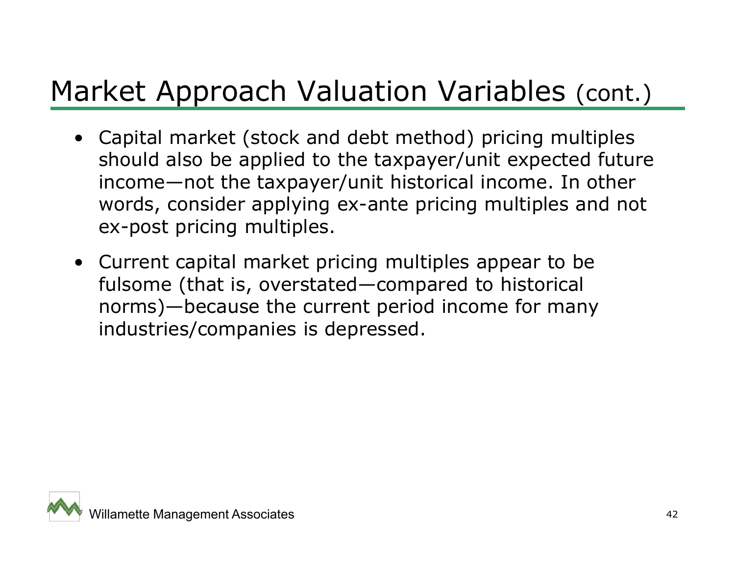# Market Approach Valuation Variables (cont.)

- Capital market (stock and debt method) pricing multiples should also be applied to the taxpayer/unit expected future income—not the taxpayer/unit historical income. In other words, consider applying ex-ante pricing multiples and not ex-post pricing multiples.
- Current capital market pricing multiples appear to be fulsome (that is, overstated—compared to historical norms)—because the current period income for many industries/companies is depressed.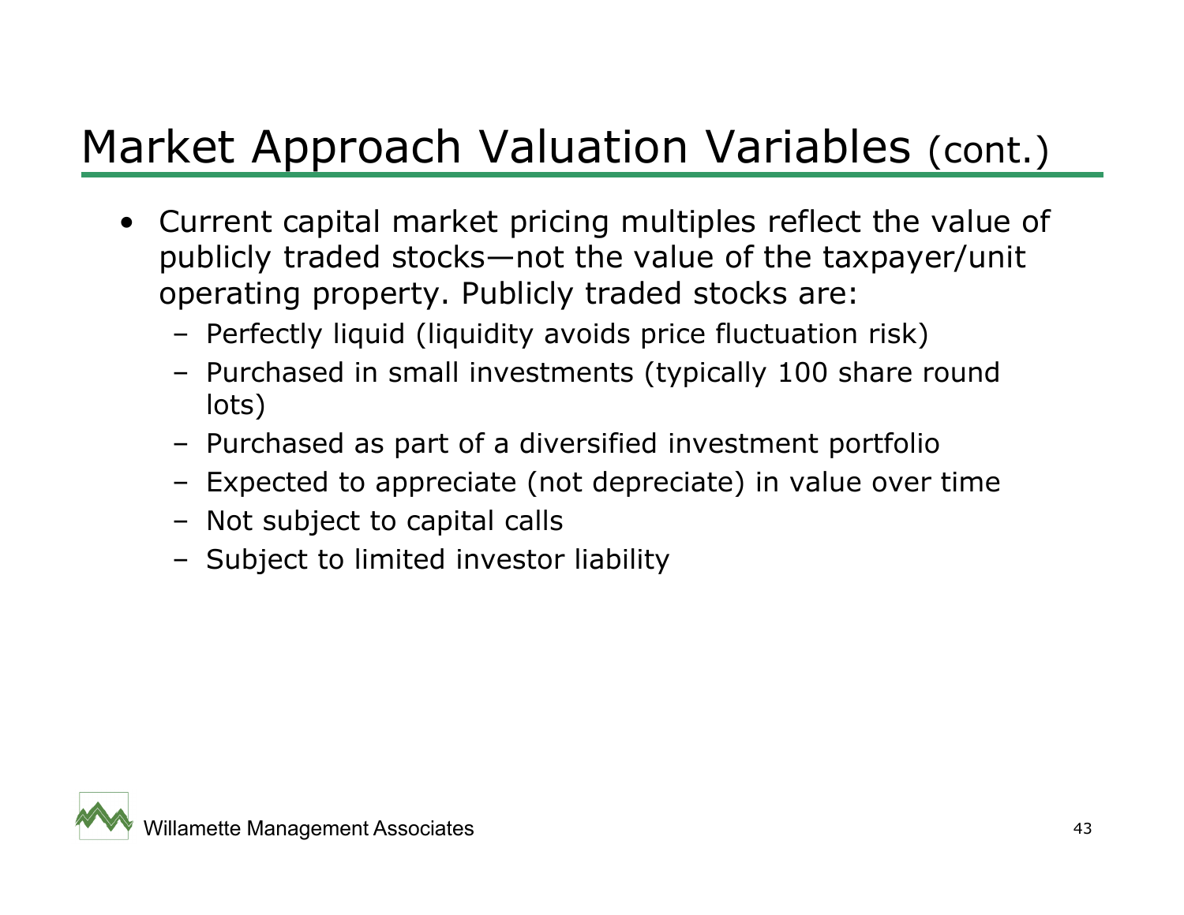# Market Approach Valuation Variables (cont.)

- Current capital market pricing multiples reflect the value of publicly traded stocks—not the value of the taxpayer/unit operating property. Publicly traded stocks are:
  - Perfectly liquid (liquidity avoids price fluctuation risk)
  - Purchased in small investments (typically 100 share round lots)
  - Purchased as part of a diversified investment portfolio
  - Expected to appreciate (not depreciate) in value over time
  - Not subject to capital calls
  - Subject to limited investor liability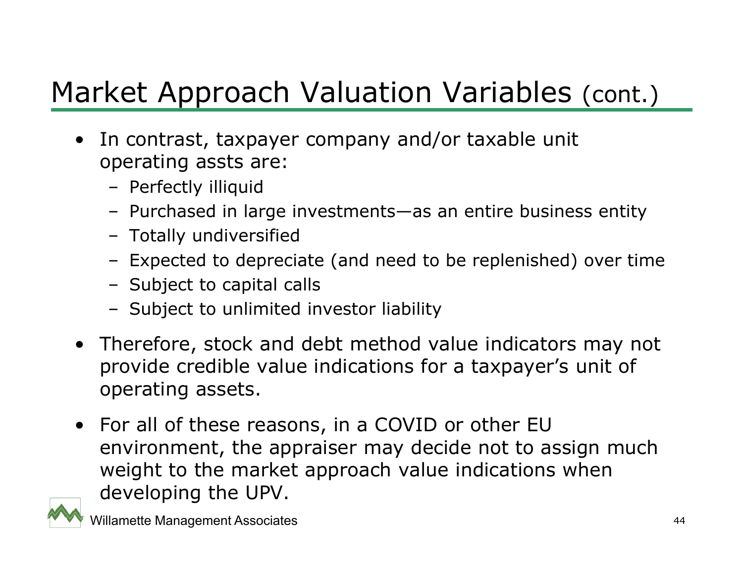# Market Approach Valuation Variables (cont.)

- In contrast, taxpayer company and/or taxable unit operating assts are:
  - Perfectly illiquid
  - Purchased in large investments—as an entire business entity
  - Totally undiversified
  - Expected to depreciate (and need to be replenished) over time
  - Subject to capital calls
  - Subject to unlimited investor liability
- Therefore, stock and debt method value indicators may not provide credible value indications for a taxpayer's unit of operating assets.
- For all of these reasons, in a COVID or other EU environment, the appraiser may decide not to assign much weight to the market approach value indications when developing the UPV.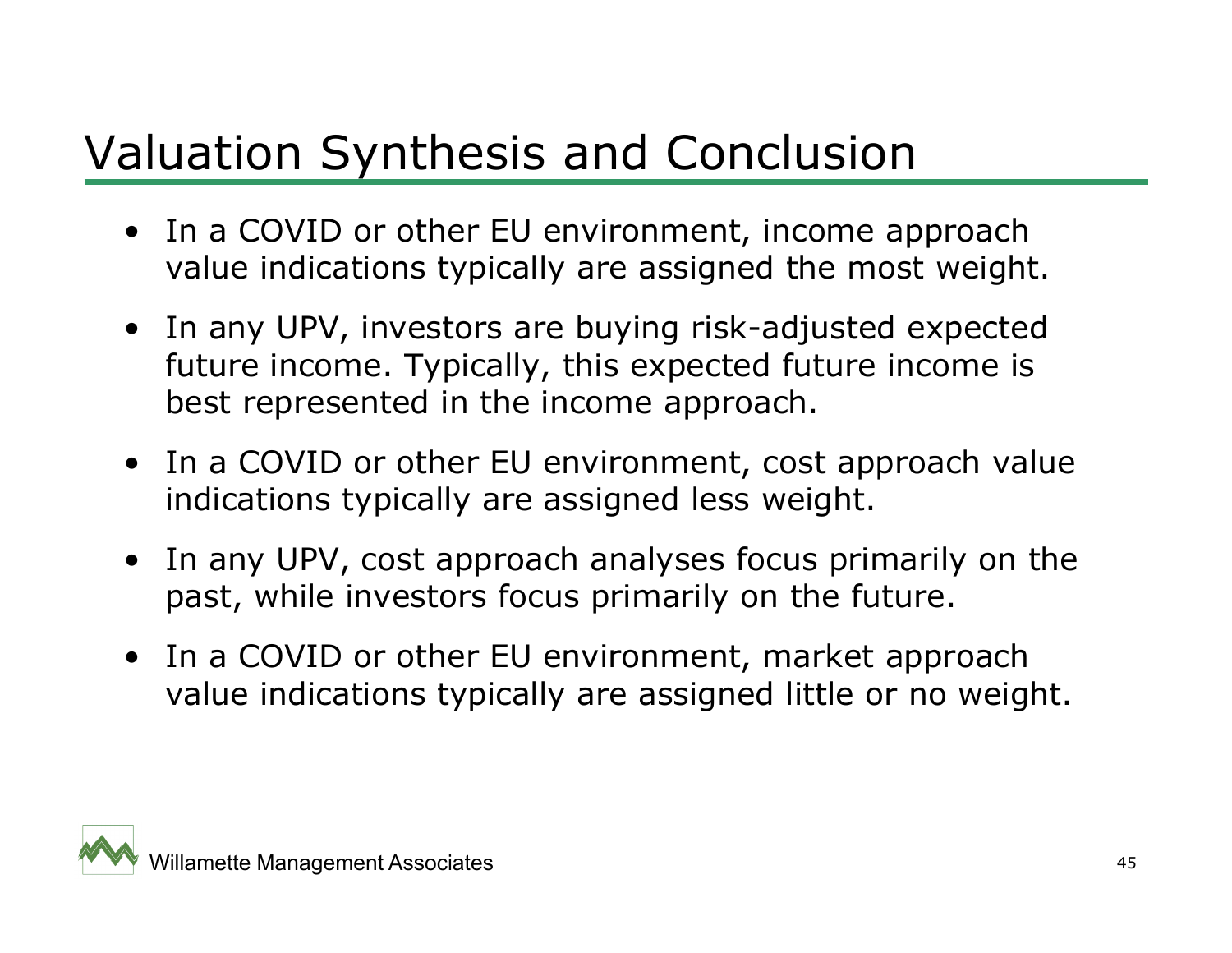# Valuation Synthesis and Conclusion

- In a COVID or other EU environment, income approach value indications typically are assigned the most weight.
- In any UPV, investors are buying risk-adjusted expected future income. Typically, this expected future income is best represented in the income approach.
- In a COVID or other EU environment, cost approach value indications typically are assigned less weight.
- In any UPV, cost approach analyses focus primarily on the past, while investors focus primarily on the future.
- In a COVID or other EU environment, market approach value indications typically are assigned little or no weight.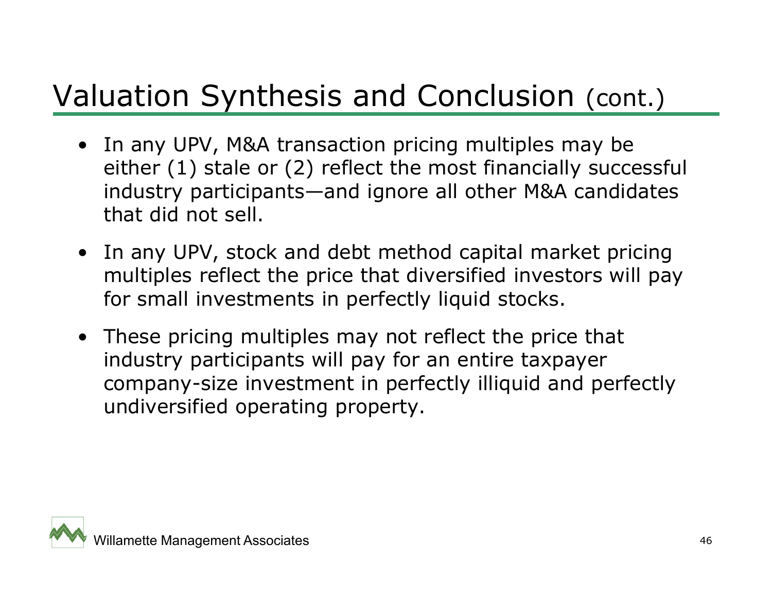# Valuation Synthesis and Conclusion (cont.)

- In any UPV, M&A transaction pricing multiples may be either (1) stale or (2) reflect the most financially successful industry participants—and ignore all other M&A candidates that did not sell.
- In any UPV, stock and debt method capital market pricing multiples reflect the price that diversified investors will pay for small investments in perfectly liquid stocks.
- These pricing multiples may not reflect the price that industry participants will pay for an entire taxpayer company-size investment in perfectly illiquid and perfectly undiversified operating property.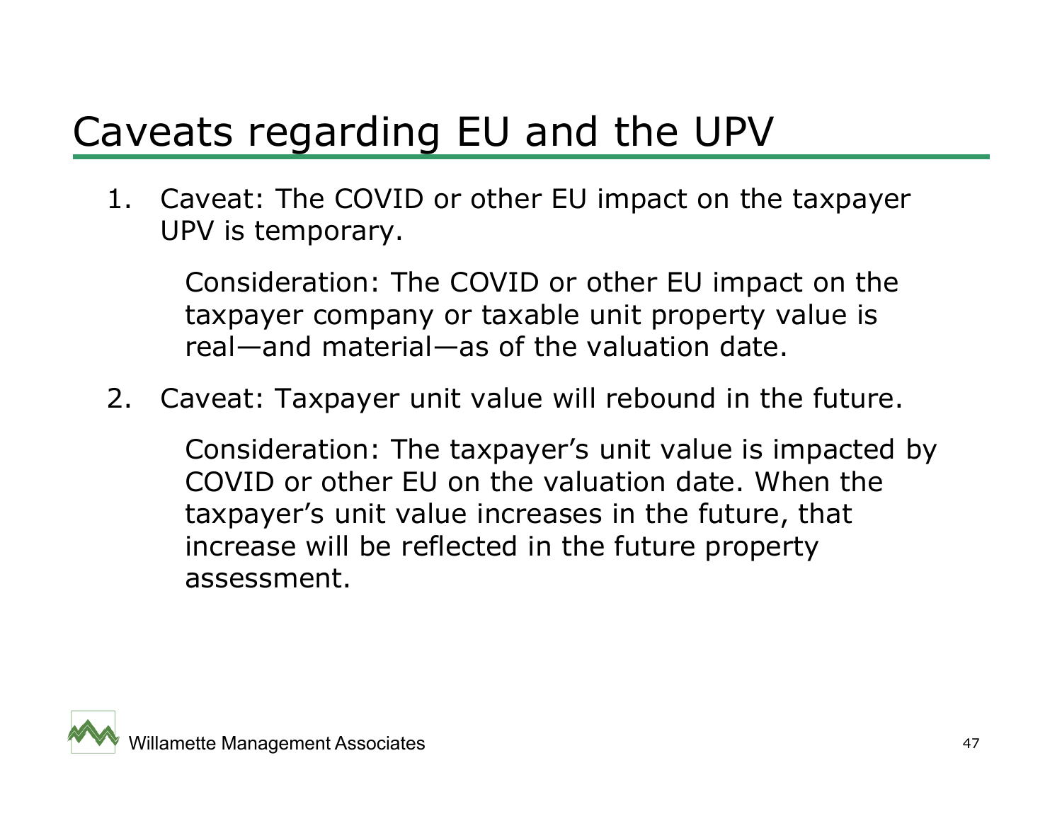# Caveats regarding EU and the UPV

1. Caveat: The COVID or other EU impact on the taxpayer UPV is temporary.

   Consideration: The COVID or other EU impact on the taxpayer company or taxable unit property value is real—and material—as of the valuation date.

2. Caveat: Taxpayer unit value will rebound in the future.

   Consideration: The taxpayer's unit value is impacted by COVID or other EU on the valuation date. When the taxpayer's unit value increases in the future, that increase will be reflected in the future property assessment.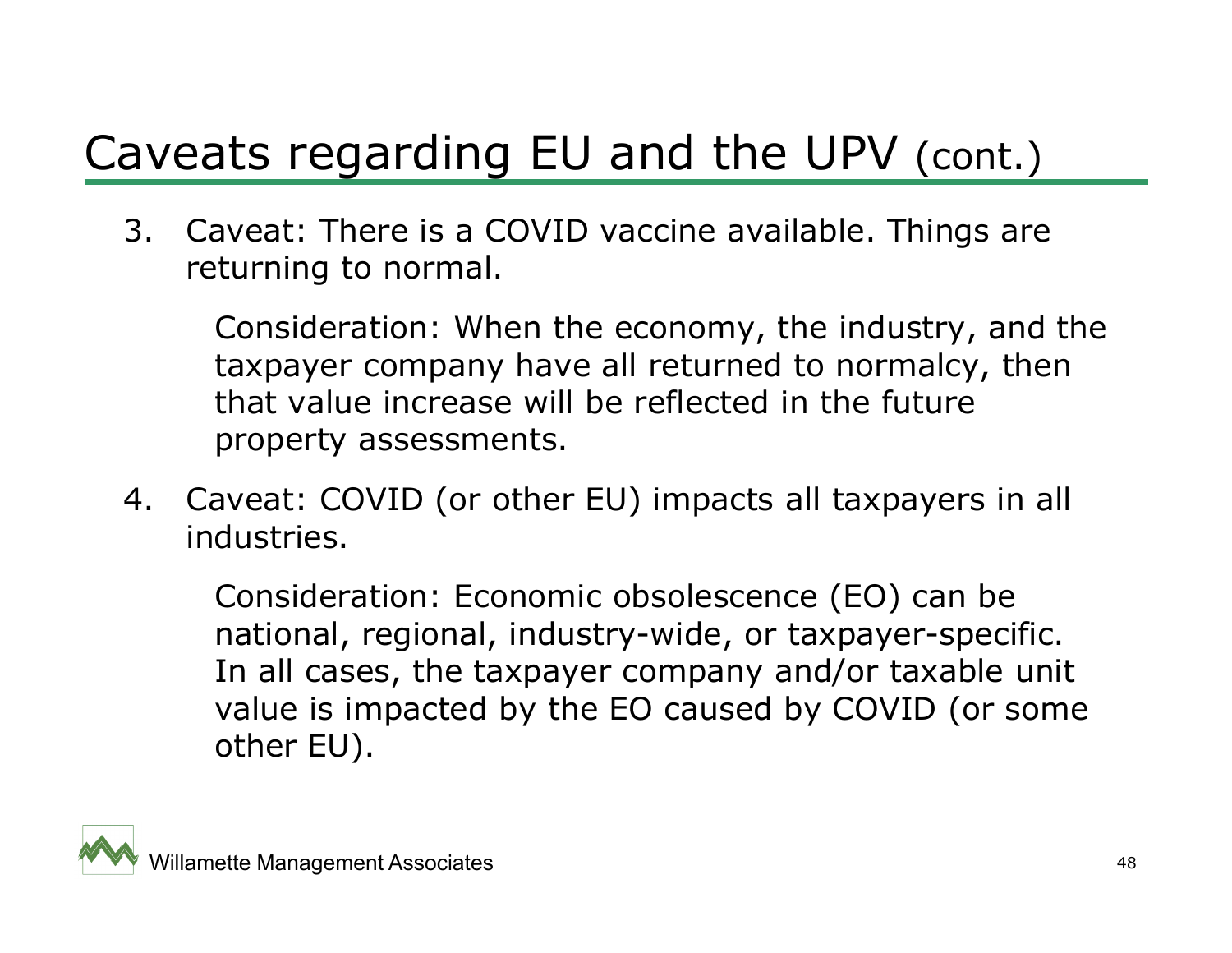# Caveats regarding EU and the UPV (cont.)

3. Caveat: There is a COVID vaccine available. Things are returning to normal.

   Consideration: When the economy, the industry, and the taxpayer company have all returned to normalcy, then that value increase will be reflected in the future property assessments.

4. Caveat: COVID (or other EU) impacts all taxpayers in all industries.

   Consideration: Economic obsolescence (EO) can be national, regional, industry-wide, or taxpayer-specific. In all cases, the taxpayer company and/or taxable unit value is impacted by the EO caused by COVID (or some other EU).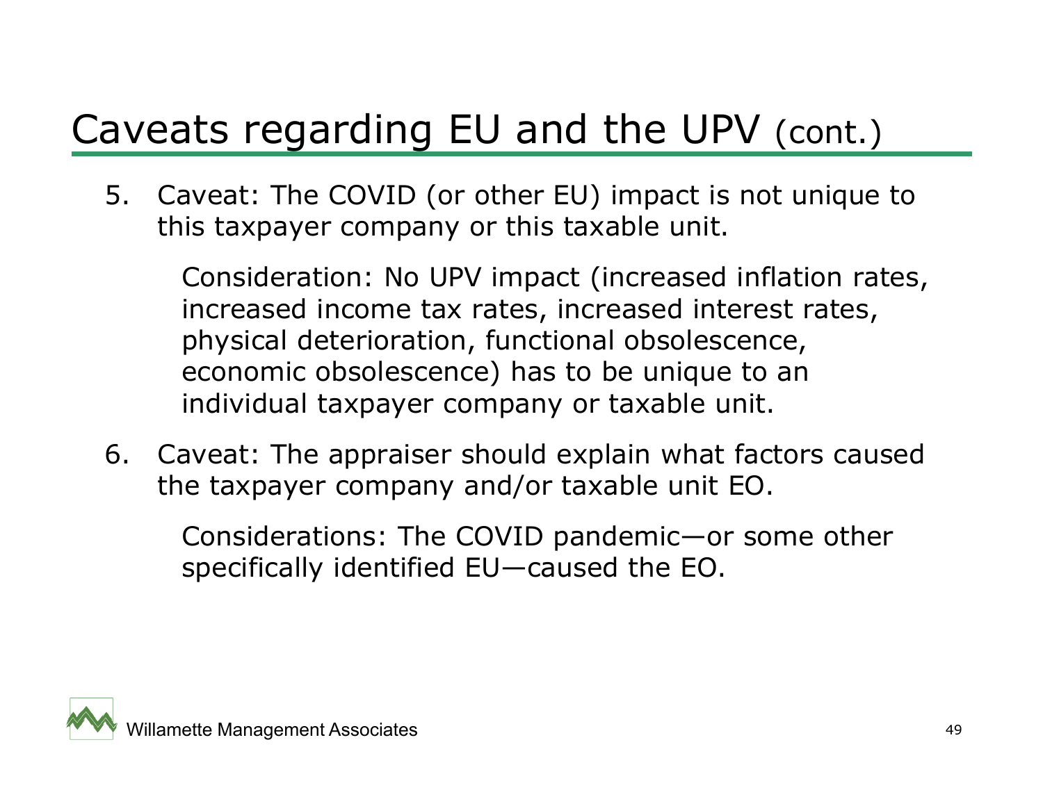# Caveats regarding EU and the UPV (cont.)

5. Caveat: The COVID (or other EU) impact is not unique to this taxpayer company or this taxable unit.

   Consideration: No UPV impact (increased inflation rates, increased income tax rates, increased interest rates, physical deterioration, functional obsolescence, economic obsolescence) has to be unique to an individual taxpayer company or taxable unit.

6. Caveat: The appraiser should explain what factors caused the taxpayer company and/or taxable unit EO.

   Considerations: The COVID pandemic—or some other specifically identified EU—caused the EO.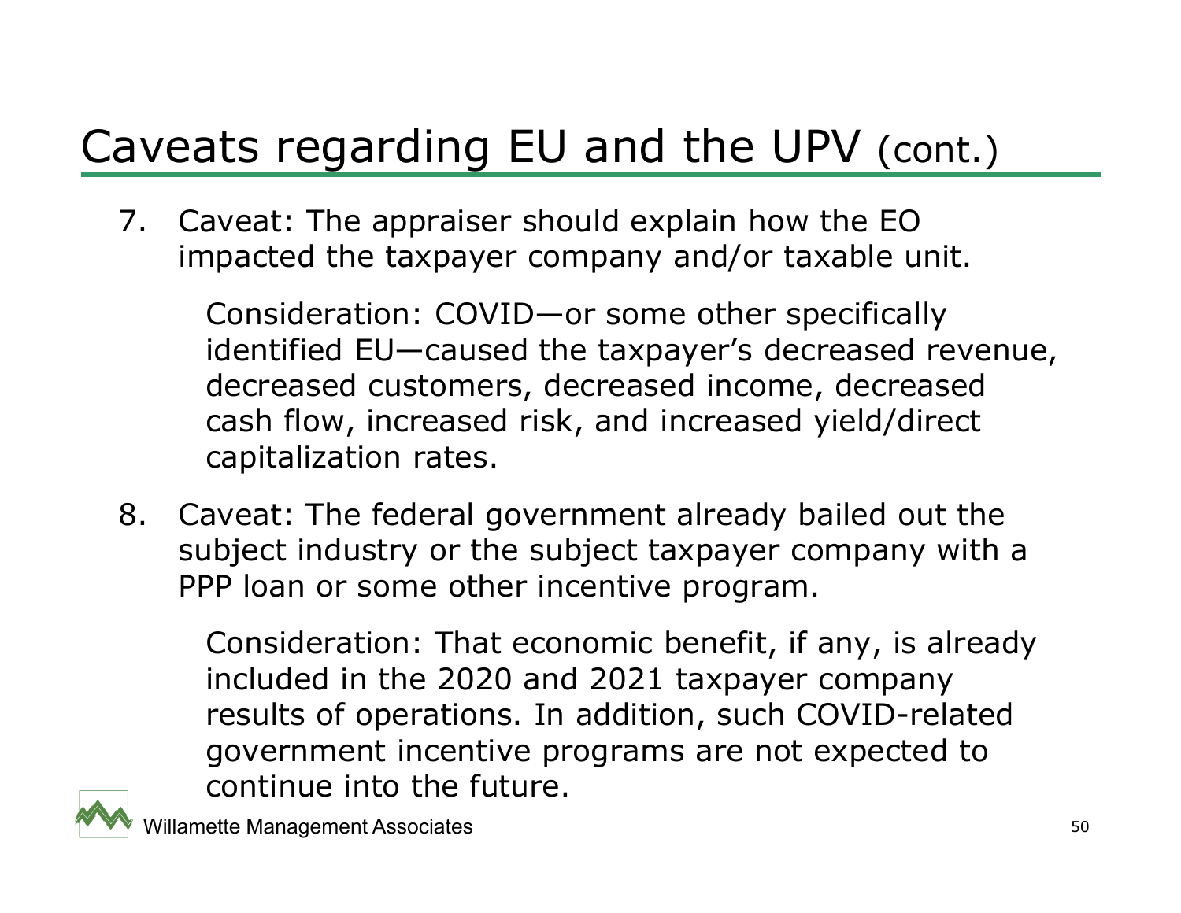# Caveats regarding EU and the UPV (cont.)

7. Caveat: The appraiser should explain how the EO impacted the taxpayer company and/or taxable unit.

   Consideration: COVID—or some other specifically identified EU—caused the taxpayer's decreased revenue, decreased customers, decreased income, decreased cash flow, increased risk, and increased yield/direct capitalization rates.

8. Caveat: The federal government already bailed out the subject industry or the subject taxpayer company with a PPP loan or some other incentive program.

   Consideration: That economic benefit, if any, is already included in the 2020 and 2021 taxpayer company results of operations. In addition, such COVID-related government incentive programs are not expected to continue into the future.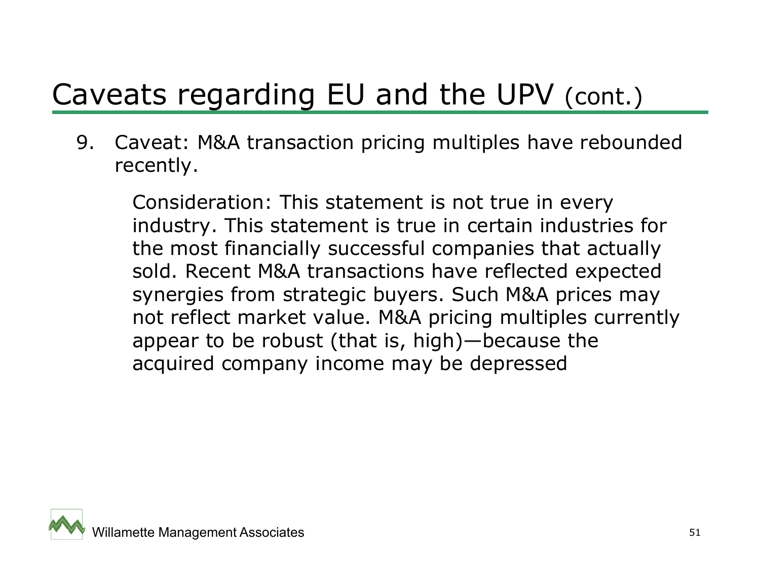# Caveats regarding EU and the UPV (cont.)

9. Caveat: M&A transaction pricing multiples have rebounded recently.

   Consideration: This statement is not true in every industry. This statement is true in certain industries for the most financially successful companies that actually sold. Recent M&A transactions have reflected expected synergies from strategic buyers. Such M&A prices may not reflect market value. M&A pricing multiples currently appear to be robust (that is, high)—because the acquired company income may be depressed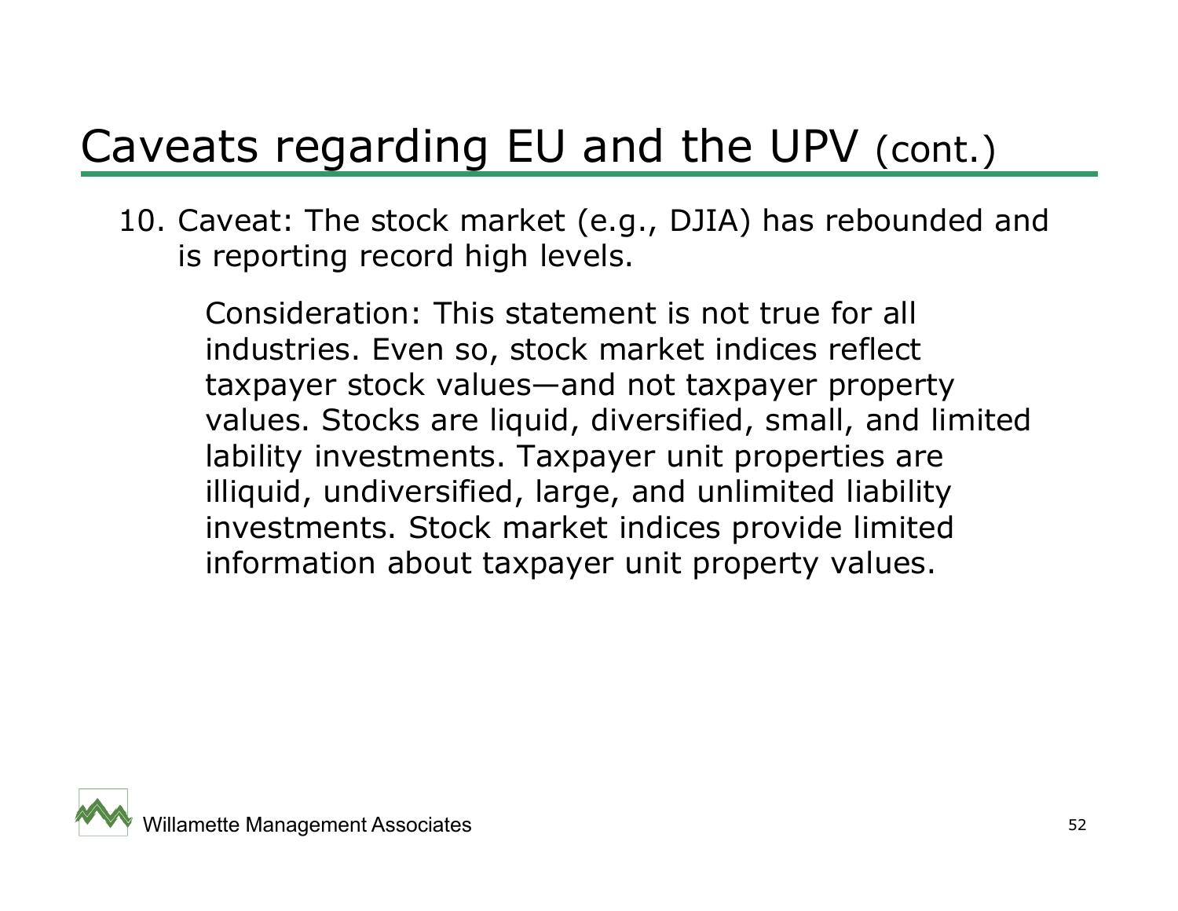# Caveats regarding EU and the UPV (cont.)

10. Caveat: The stock market (e.g., DJIA) has rebounded and is reporting record high levels.

    Consideration: This statement is not true for all industries. Even so, stock market indices reflect taxpayer stock values—and not taxpayer property values. Stocks are liquid, diversified, small, and limited lability investments. Taxpayer unit properties are illiquid, undiversified, large, and unlimited liability investments. Stock market indices provide limited information about taxpayer unit property values.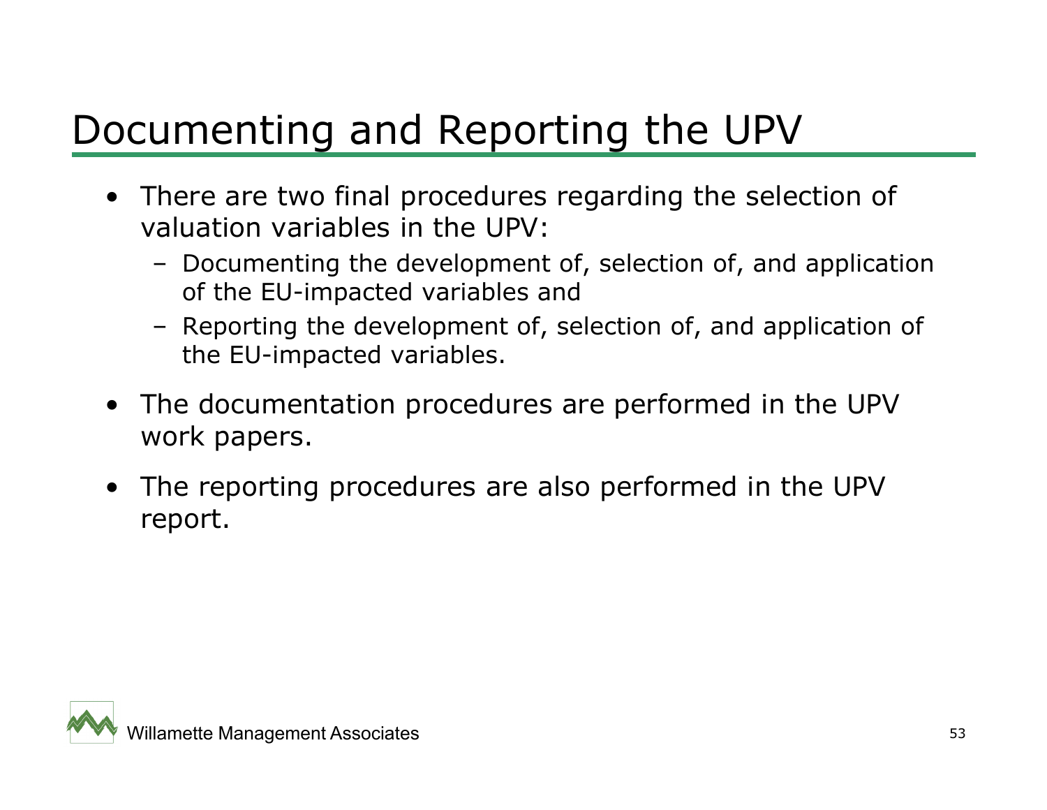# Documenting and Reporting the UPV

- There are two final procedures regarding the selection of valuation variables in the UPV:
  - Documenting the development of, selection of, and application of the EU-impacted variables and
  - Reporting the development of, selection of, and application of the EU-impacted variables.
- The documentation procedures are performed in the UPV work papers.
- The reporting procedures are also performed in the UPV report.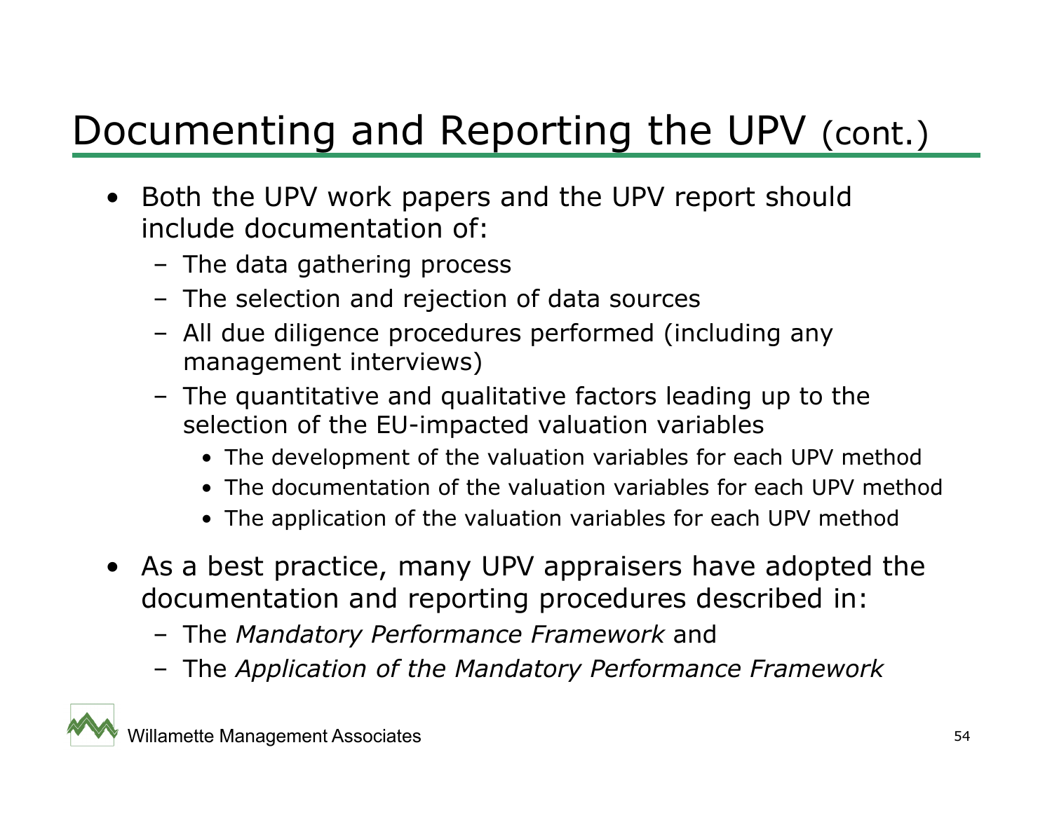# Documenting and Reporting the UPV (cont.)

- Both the UPV work papers and the UPV report should include documentation of:
  - The data gathering process
  - The selection and rejection of data sources
  - All due diligence procedures performed (including any management interviews)
  - The quantitative and qualitative factors leading up to the selection of the EU-impacted valuation variables
    - The development of the valuation variables for each UPV method
    - The documentation of the valuation variables for each UPV method
    - The application of the valuation variables for each UPV method
- As a best practice, many UPV appraisers have adopted the documentation and reporting procedures described in:
  - The *Mandatory Performance Framework* and
  - The *Application of the Mandatory Performance Framework*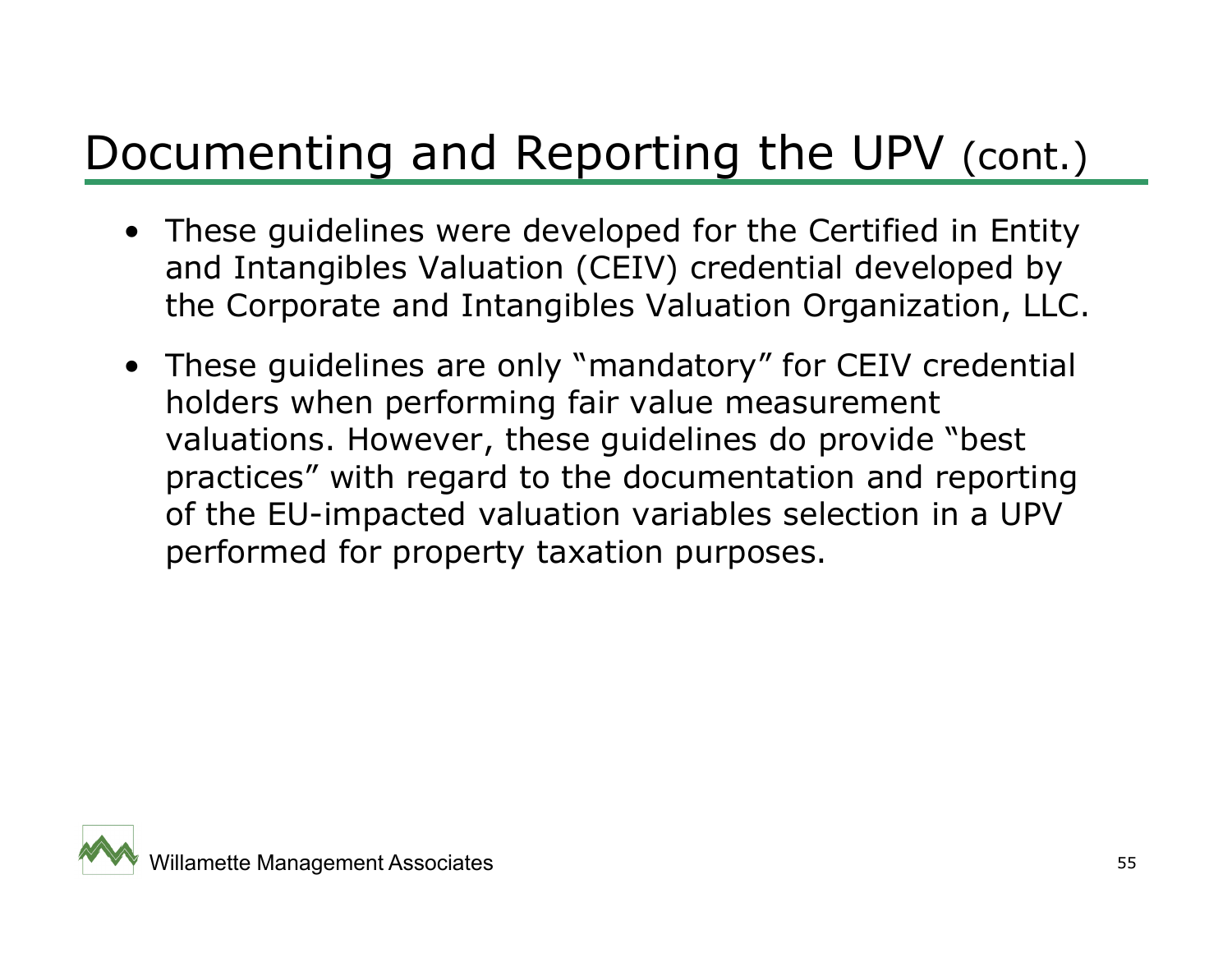# Documenting and Reporting the UPV (cont.)

- These guidelines were developed for the Certified in Entity and Intangibles Valuation (CEIV) credential developed by the Corporate and Intangibles Valuation Organization, LLC.
- These guidelines are only "mandatory" for CEIV credential holders when performing fair value measurement valuations. However, these guidelines do provide "best practices" with regard to the documentation and reporting of the EU-impacted valuation variables selection in a UPV performed for property taxation purposes.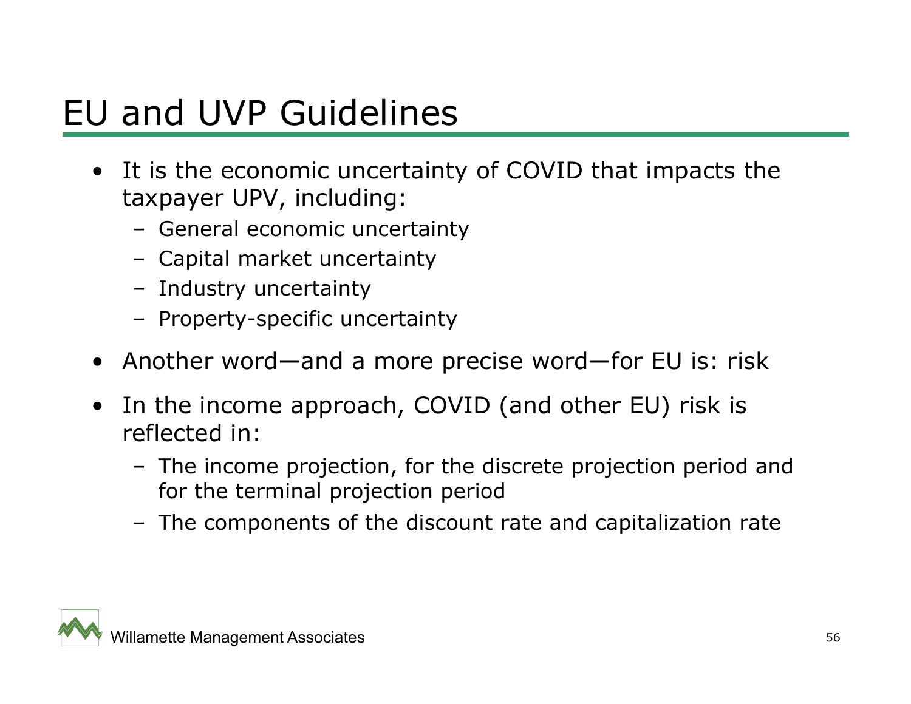# EU and UVP Guidelines

- It is the economic uncertainty of COVID that impacts the taxpayer UPV, including:
  - General economic uncertainty
  - Capital market uncertainty
  - Industry uncertainty
  - Property-specific uncertainty
- Another word—and a more precise word—for EU is: risk
- In the income approach, COVID (and other EU) risk is reflected in:
  - The income projection, for the discrete projection period and for the terminal projection period
  - The components of the discount rate and capitalization rate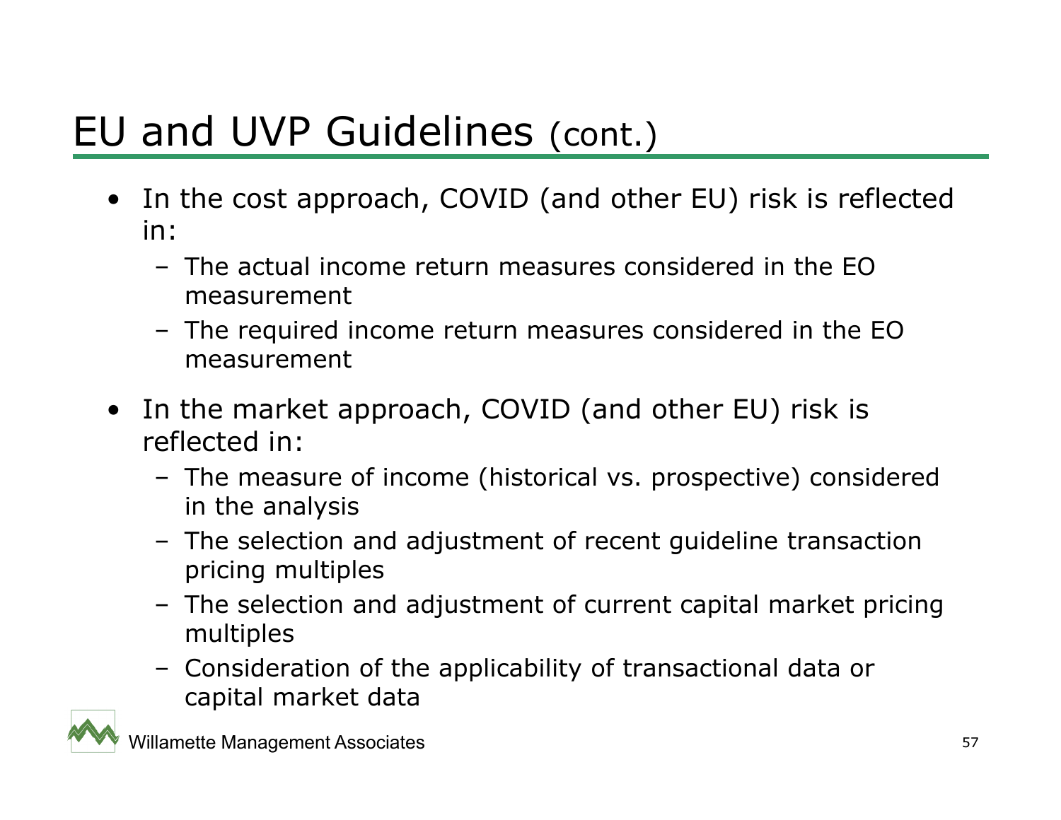# EU and UVP Guidelines (cont.)

- In the cost approach, COVID (and other EU) risk is reflected in:
  - The actual income return measures considered in the EO measurement
  - The required income return measures considered in the EO measurement
- In the market approach, COVID (and other EU) risk is reflected in:
  - The measure of income (historical vs. prospective) considered in the analysis
  - The selection and adjustment of recent guideline transaction pricing multiples
  - The selection and adjustment of current capital market pricing multiples
  - Consideration of the applicability of transactional data or capital market data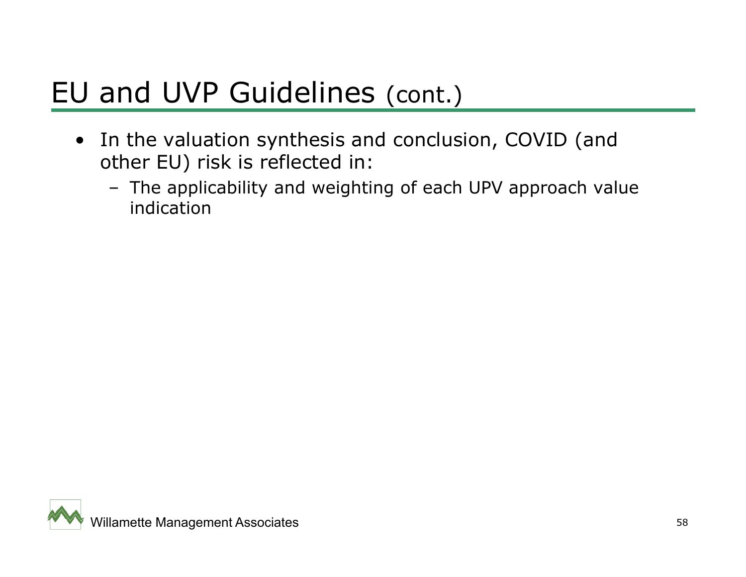# EU and UVP Guidelines (cont.)

- In the valuation synthesis and conclusion, COVID (and other EU) risk is reflected in:
  - The applicability and weighting of each UPV approach value indication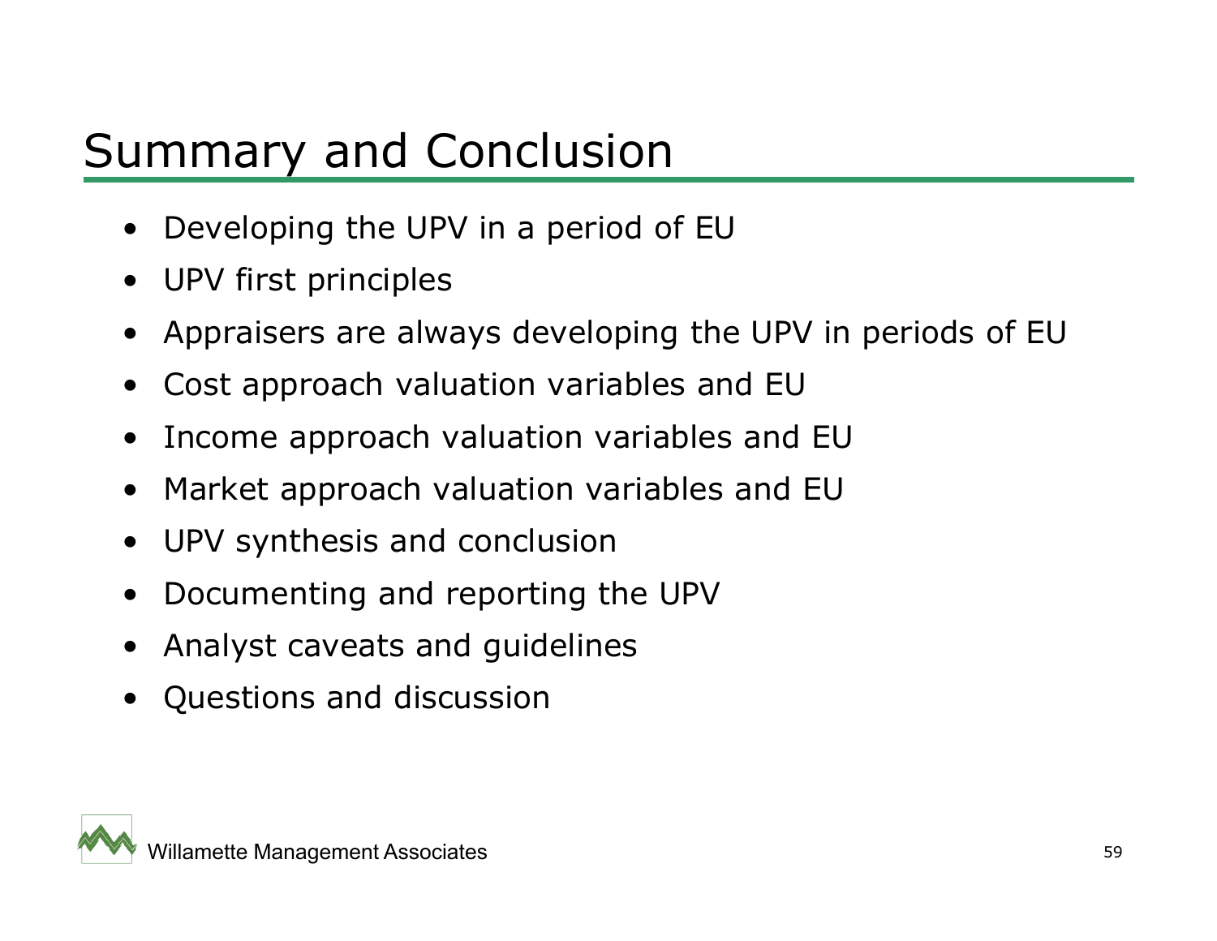# Summary and Conclusion

- Developing the UPV in a period of EU
- UPV first principles
- Appraisers are always developing the UPV in periods of EU
- Cost approach valuation variables and EU
- Income approach valuation variables and EU
- Market approach valuation variables and EU
- UPV synthesis and conclusion
- Documenting and reporting the UPV
- Analyst caveats and guidelines
- Questions and discussion